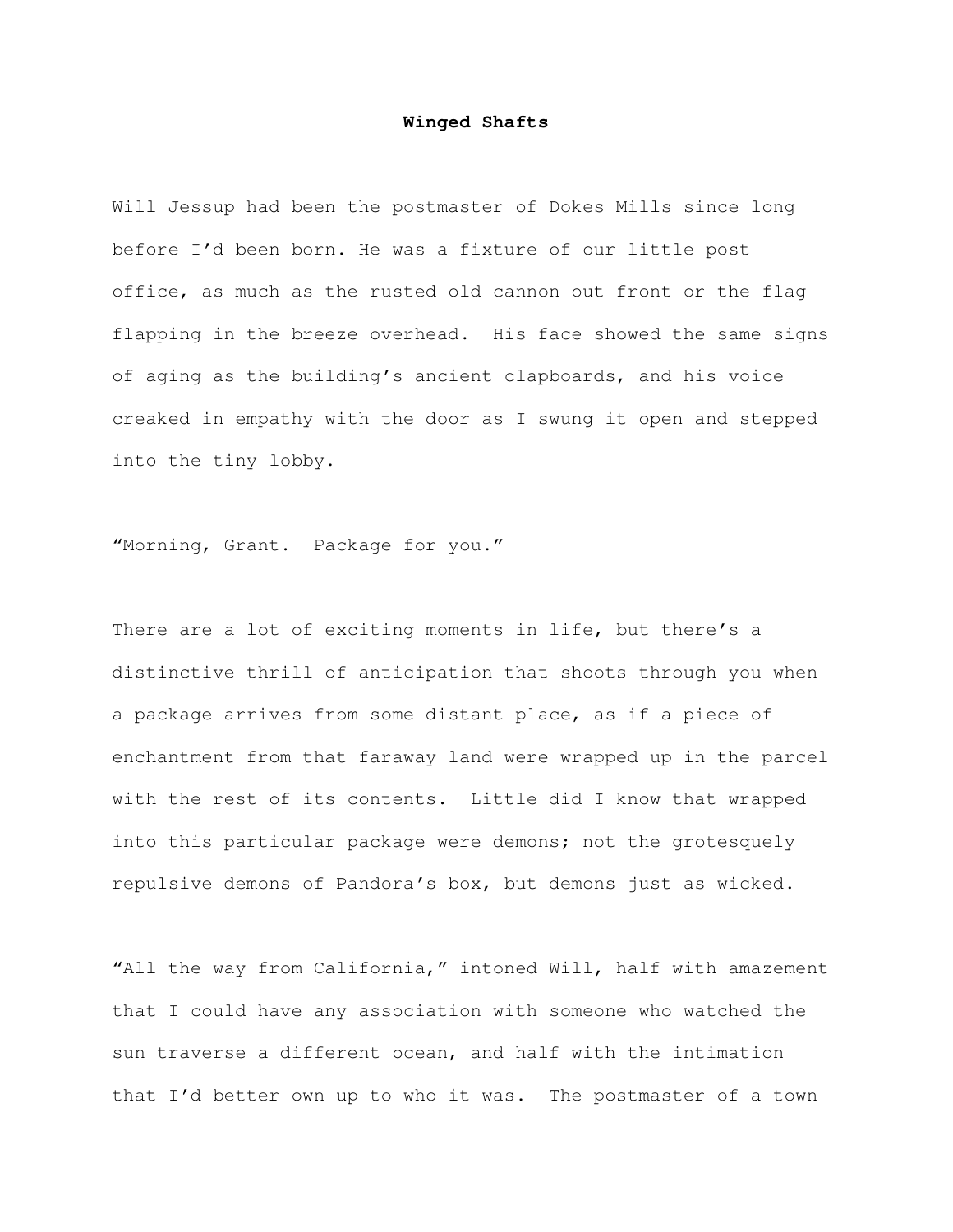# Winged Shafts

Will Jessup had been the postmaster of Dokes Mills since long before I'd been born. He was a fixture of our little post office, as much as the rusted old cannon out front or the flag flapping in the breeze overhead. His face showed the same signs of aging as the building's ancient clapboards, and his voice creaked in empathy with the door as I swung it open and stepped into the tiny lobby.

"Morning, Grant. Package for you."

There are a lot of exciting moments in life, but there's a distinctive thrill of anticipation that shoots through you when a package arrives from some distant place, as if a piece of enchantment from that faraway land were wrapped up in the parcel with the rest of its contents. Little did I know that wrapped into this particular package were demons; not the grotesquely repulsive demons of Pandora's box, but demons just as wicked.

"All the way from California," intoned Will, half with amazement that I could have any association with someone who watched the sun traverse a different ocean, and half with the intimation that I'd better own up to who it was. The postmaster of a town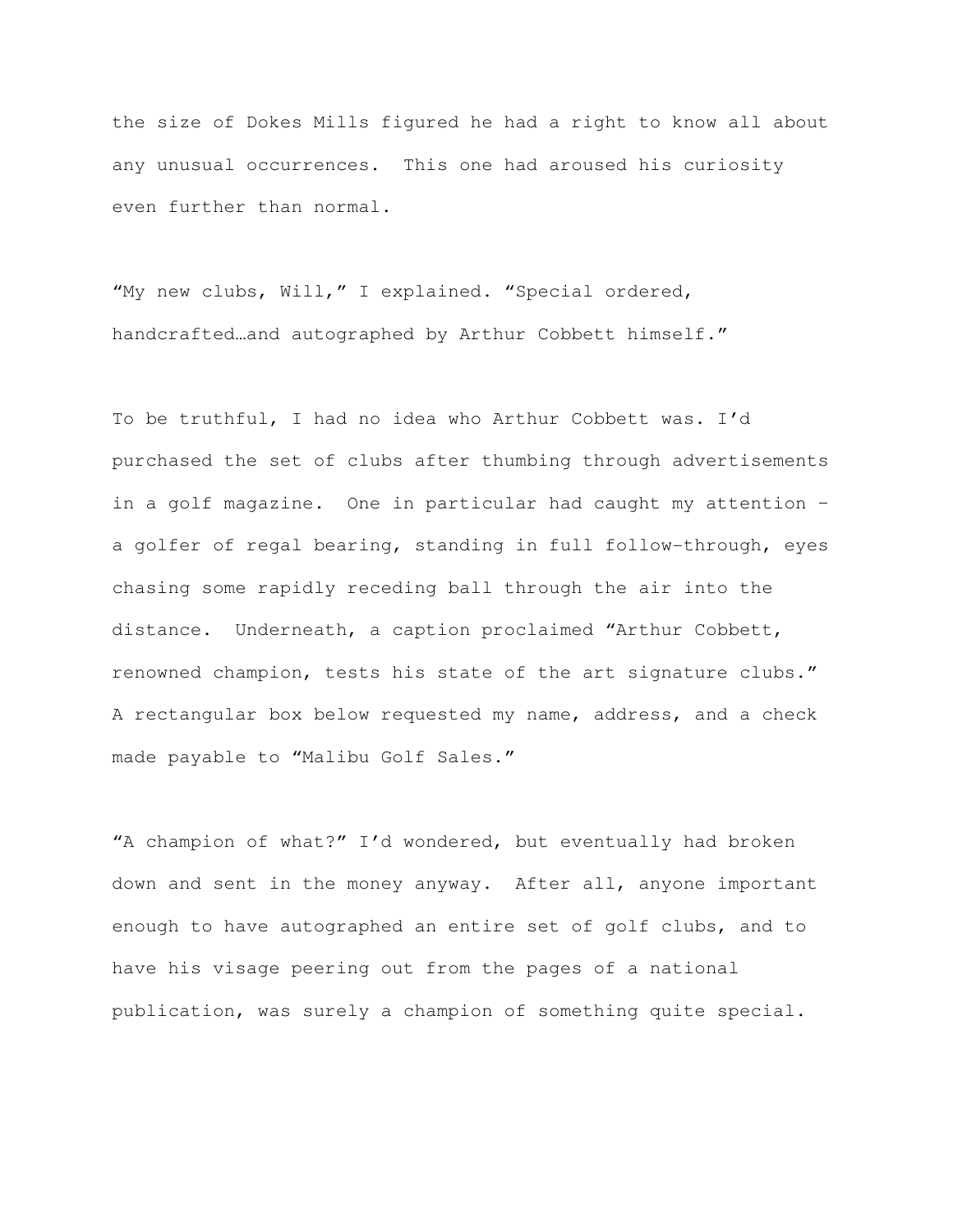the size of Dokes Mills figured he had a right to know all about any unusual occurrences. This one had aroused his curiosity even further than normal.

“My new clubs, Will,” I explained. “Special ordered, handcrafted…and autographed by Arthur Cobbett himself.”

To be truthful, I had no idea who Arthur Cobbett was. I’d purchased the set of clubs after thumbing through advertisements in a golf magazine. One in particular had caught my attention – a golfer of regal bearing, standing in full follow-through, eyes chasing some rapidly receding ball through the air into the distance. Underneath, a caption proclaimed “Arthur Cobbett, renowned champion, tests his state of the art signature clubs.” A rectangular box below requested my name, address, and a check made payable to “Malibu Golf Sales.”

“A champion of what?” I’d wondered, but eventually had broken down and sent in the money anyway. After all, anyone important enough to have autographed an entire set of golf clubs, and to have his visage peering out from the pages of a national publication, was surely a champion of something quite special.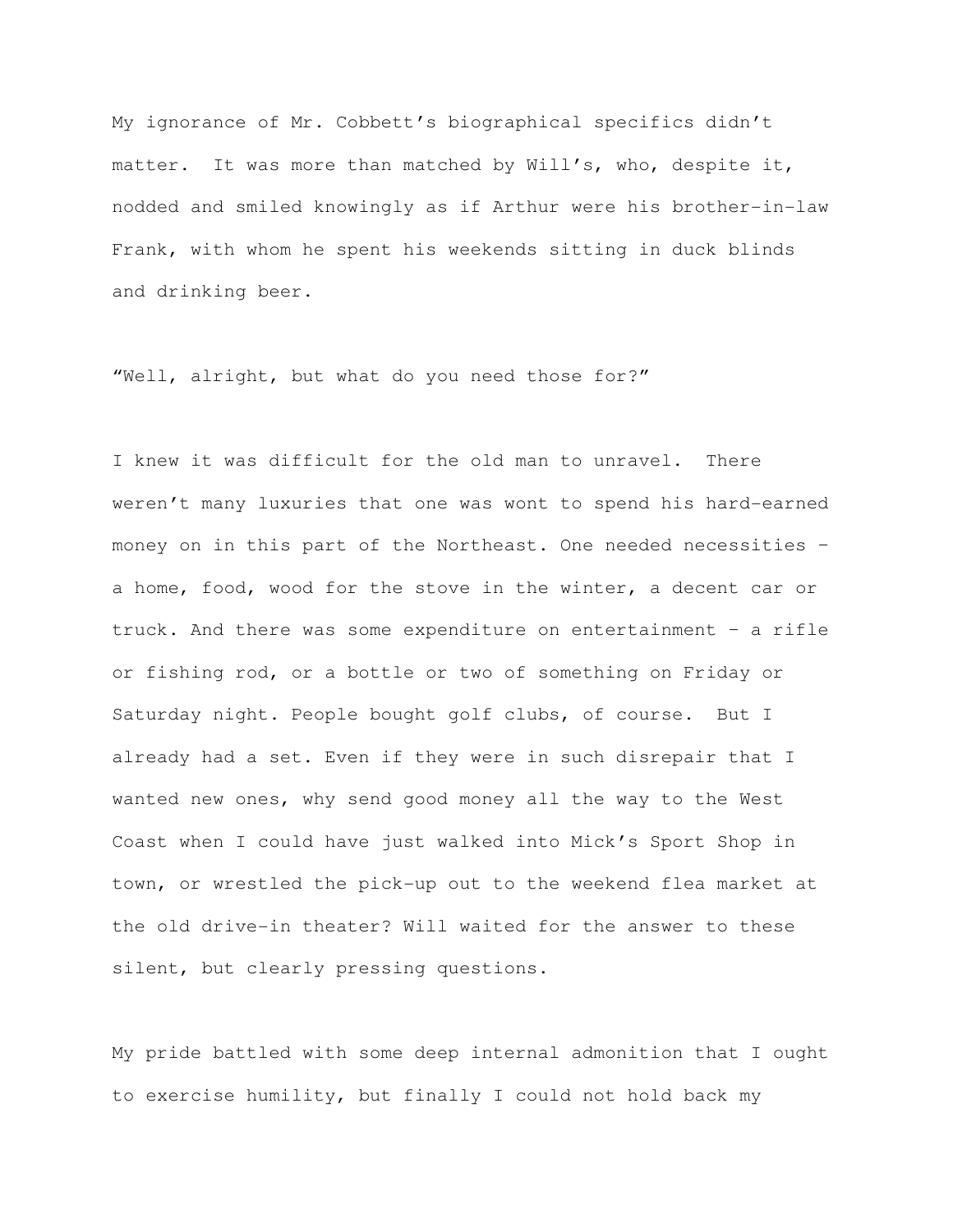My ignorance of Mr. Cobbett's biographical specifics didn't matter. It was more than matched by Will's, who, despite it, nodded and smiled knowingly as if Arthur were his brother-in-law Frank, with whom he spent his weekends sitting in duck blinds and drinking beer.

"Well, alright, but what do you need those for?"

I knew it was difficult for the old man to unravel. There weren't many luxuries that one was wont to spend his hard-earned money on in this part of the Northeast. One needed necessities – a home, food, wood for the stove in the winter, a decent car or truck. And there was some expenditure on entertainment – a rifle or fishing rod, or a bottle or two of something on Friday or Saturday night. People bought golf clubs, of course. But I already had a set. Even if they were in such disrepair that I wanted new ones, why send good money all the way to the West Coast when I could have just walked into Mick's Sport Shop in town, or wrestled the pick-up out to the weekend flea market at the old drive-in theater? Will waited for the answer to these silent, but clearly pressing questions.

My pride battled with some deep internal admonition that I ought to exercise humility, but finally I could not hold back my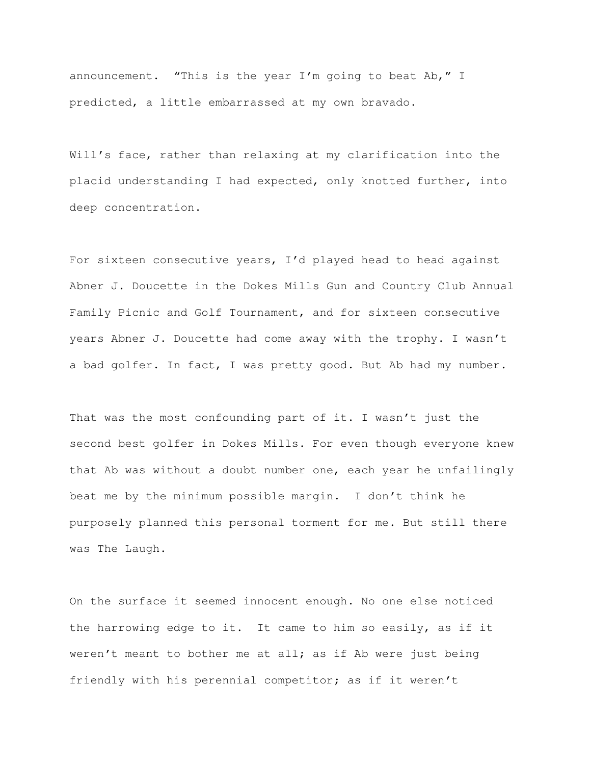announcement. “This is the year I’m going to beat Ab,” I predicted, a little embarrassed at my own bravado.

Will’s face, rather than relaxing at my clarification into the placid understanding I had expected, only knotted further, into deep concentration.

For sixteen consecutive years, I’d played head to head against Abner J. Doucette in the Dokes Mills Gun and Country Club Annual Family Picnic and Golf Tournament, and for sixteen consecutive years Abner J. Doucette had come away with the trophy. I wasn’t a bad golfer. In fact, I was pretty good. But Ab had my number.

That was the most confounding part of it. I wasn’t just the second best golfer in Dokes Mills. For even though everyone knew that Ab was without a doubt number one, each year he unfailingly beat me by the minimum possible margin. I don’t think he purposely planned this personal torment for me. But still there was The Laugh.

On the surface it seemed innocent enough. No one else noticed the harrowing edge to it. It came to him so easily, as if it weren’t meant to bother me at all; as if Ab were just being friendly with his perennial competitor; as if it weren’t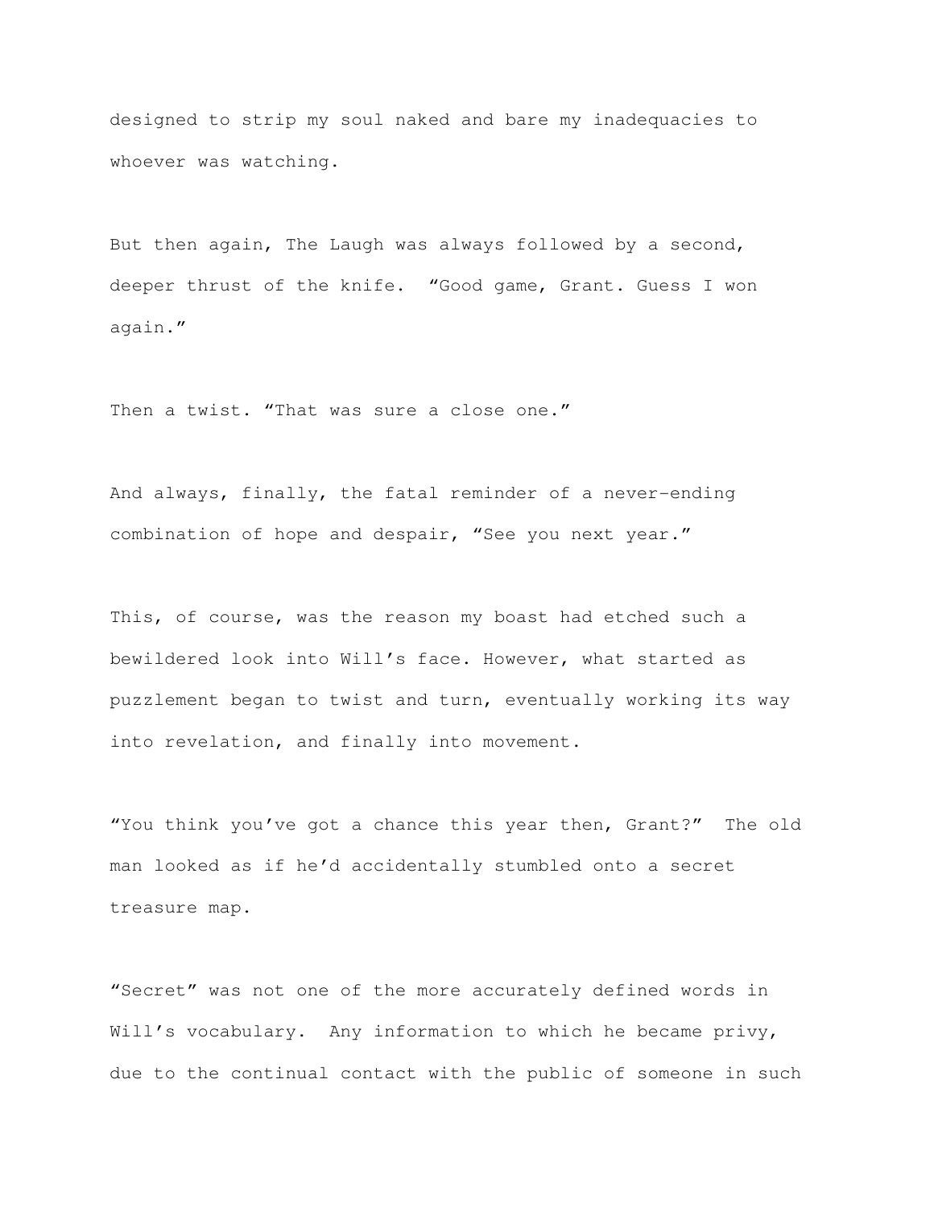designed to strip my soul naked and bare my inadequacies to whoever was watching.

But then again, The Laugh was always followed by a second, deeper thrust of the knife. "Good game, Grant. Guess I won again."

Then a twist. "That was sure a close one."

And always, finally, the fatal reminder of a never-ending combination of hope and despair, "See you next year."

This, of course, was the reason my boast had etched such a bewildered look into Will's face. However, what started as puzzlement began to twist and turn, eventually working its way into revelation, and finally into movement.

"You think you've got a chance this year then, Grant?" The old man looked as if he'd accidentally stumbled onto a secret treasure map.

"Secret" was not one of the more accurately defined words in Will's vocabulary. Any information to which he became privy, due to the continual contact with the public of someone in such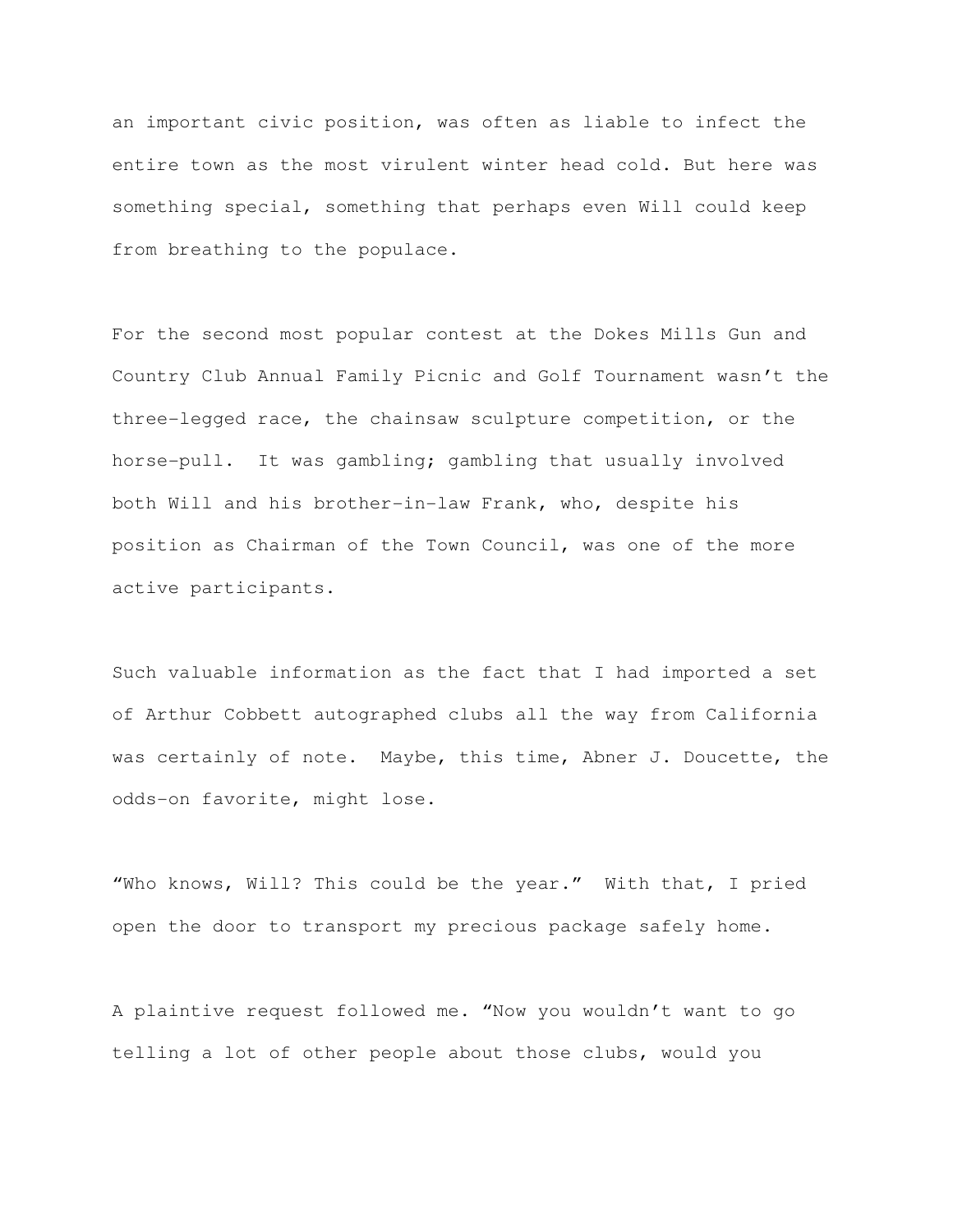an important civic position, was often as liable to infect the entire town as the most virulent winter head cold. But here was something special, something that perhaps even Will could keep from breathing to the populace.

For the second most popular contest at the Dokes Mills Gun and Country Club Annual Family Picnic and Golf Tournament wasn't the three-legged race, the chainsaw sculpture competition, or the horse-pull. It was gambling; gambling that usually involved both Will and his brother-in-law Frank, who, despite his position as Chairman of the Town Council, was one of the more active participants.

Such valuable information as the fact that I had imported a set of Arthur Cobbett autographed clubs all the way from California was certainly of note. Maybe, this time, Abner J. Doucette, the odds-on favorite, might lose.

"Who knows, Will? This could be the year." With that, I pried open the door to transport my precious package safely home.

A plaintive request followed me. "Now you wouldn't want to go telling a lot of other people about those clubs, would you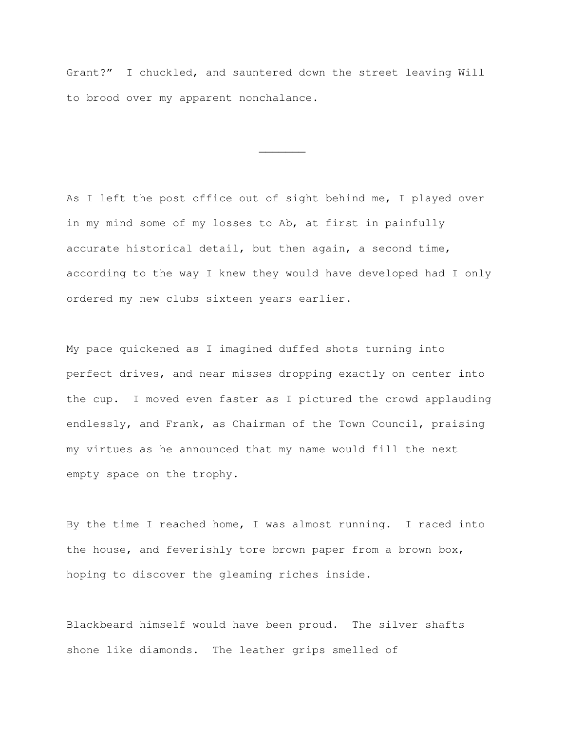Grant?" I chuckled, and sauntered down the street leaving Will to brood over my apparent nonchalance.

---

As I left the post office out of sight behind me, I played over in my mind some of my losses to Ab, at first in painfully accurate historical detail, but then again, a second time, according to the way I knew they would have developed had I only ordered my new clubs sixteen years earlier.

My pace quickened as I imagined duffed shots turning into perfect drives, and near misses dropping exactly on center into the cup. I moved even faster as I pictured the crowd applauding endlessly, and Frank, as Chairman of the Town Council, praising my virtues as he announced that my name would fill the next empty space on the trophy.

By the time I reached home, I was almost running. I raced into the house, and feverishly tore brown paper from a brown box, hoping to discover the gleaming riches inside.

Blackbeard himself would have been proud. The silver shafts shone like diamonds. The leather grips smelled of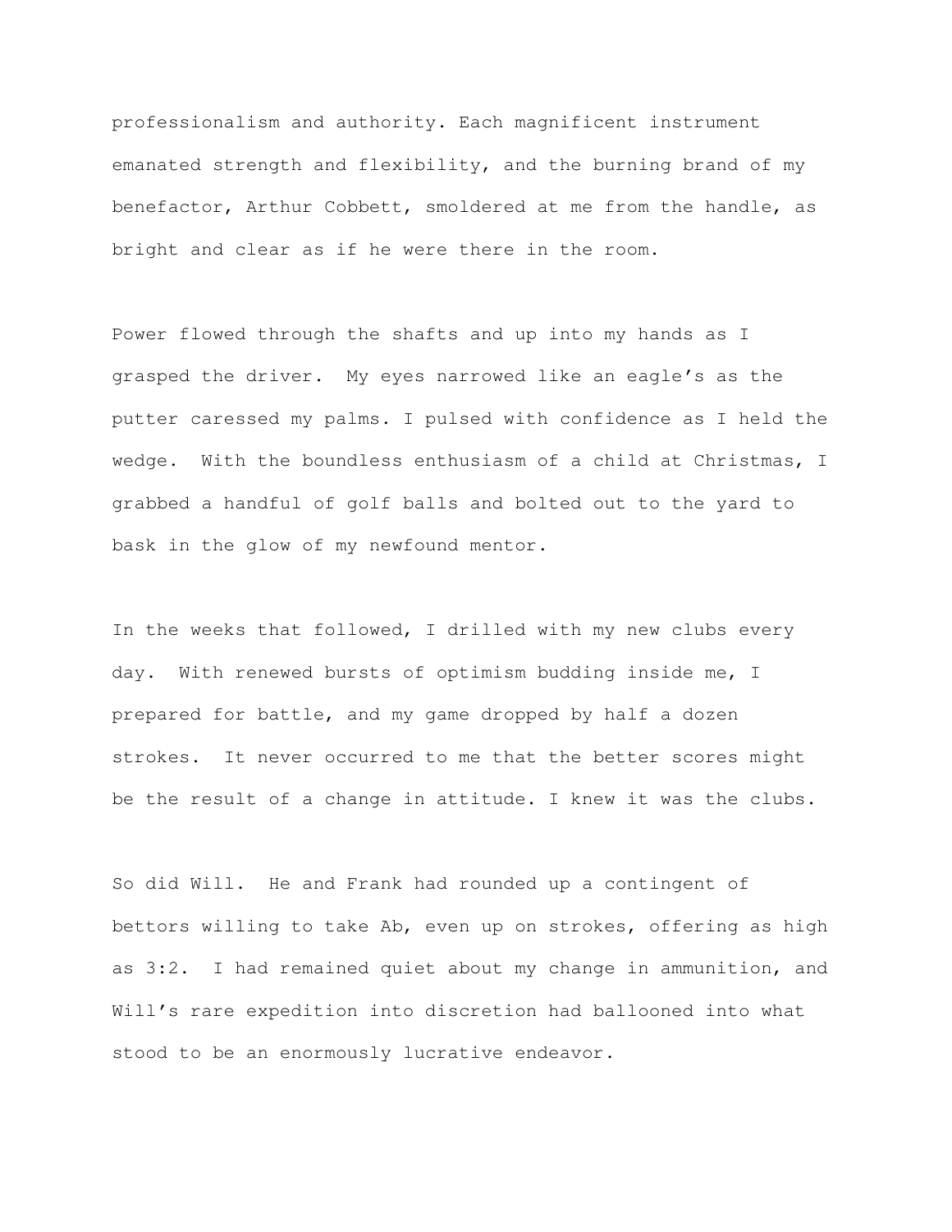professionalism and authority. Each magnificent instrument emanated strength and flexibility, and the burning brand of my benefactor, Arthur Cobbett, smoldered at me from the handle, as bright and clear as if he were there in the room.

Power flowed through the shafts and up into my hands as I grasped the driver. My eyes narrowed like an eagle's as the putter caressed my palms. I pulsed with confidence as I held the wedge. With the boundless enthusiasm of a child at Christmas, I grabbed a handful of golf balls and bolted out to the yard to bask in the glow of my newfound mentor.

In the weeks that followed, I drilled with my new clubs every day. With renewed bursts of optimism budding inside me, I prepared for battle, and my game dropped by half a dozen strokes. It never occurred to me that the better scores might be the result of a change in attitude. I knew it was the clubs.

So did Will. He and Frank had rounded up a contingent of bettors willing to take Ab, even up on strokes, offering as high as 3:2. I had remained quiet about my change in ammunition, and Will's rare expedition into discretion had ballooned into what stood to be an enormously lucrative endeavor.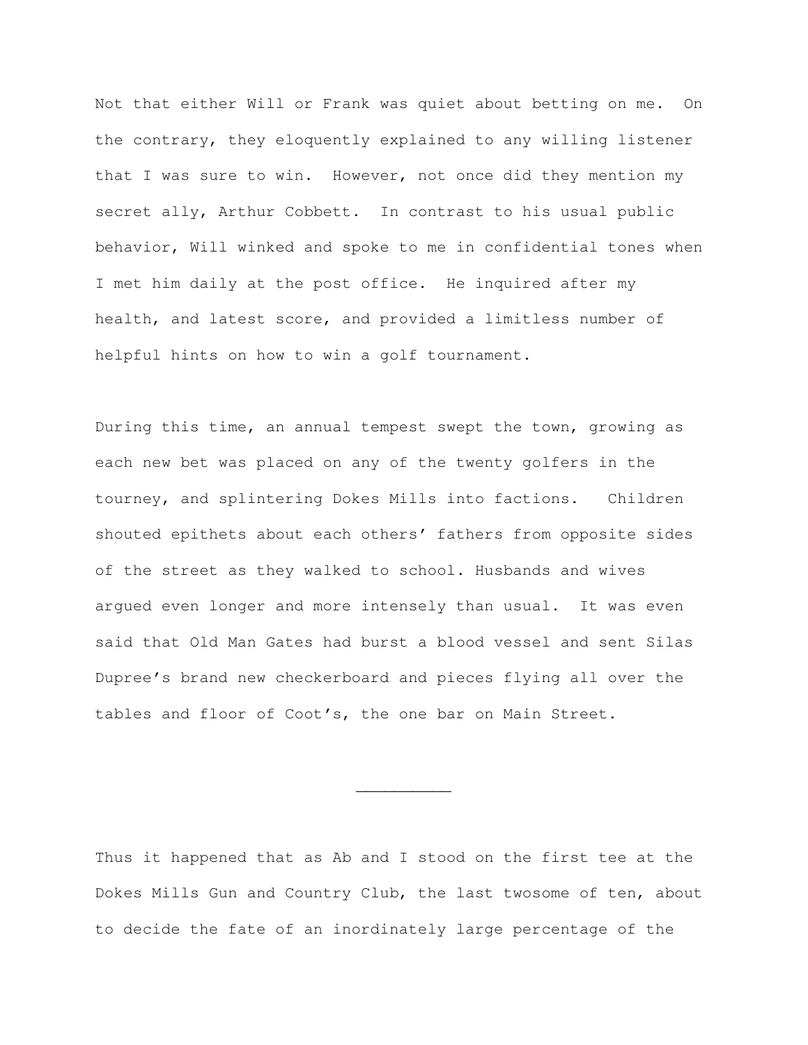Not that either Will or Frank was quiet about betting on me. On the contrary, they eloquently explained to any willing listener that I was sure to win. However, not once did they mention my secret ally, Arthur Cobbett. In contrast to his usual public behavior, Will winked and spoke to me in confidential tones when I met him daily at the post office. He inquired after my health, and latest score, and provided a limitless number of helpful hints on how to win a golf tournament.

During this time, an annual tempest swept the town, growing as each new bet was placed on any of the twenty golfers in the tourney, and splintering Dokes Mills into factions. Children shouted epithets about each others' fathers from opposite sides of the street as they walked to school. Husbands and wives argued even longer and more intensely than usual. It was even said that Old Man Gates had burst a blood vessel and sent Silas Dupree's brand new checkerboard and pieces flying all over the tables and floor of Coot's, the one bar on Main Street.

---

Thus it happened that as Ab and I stood on the first tee at the Dokes Mills Gun and Country Club, the last twosome of ten, about to decide the fate of an inordinately large percentage of the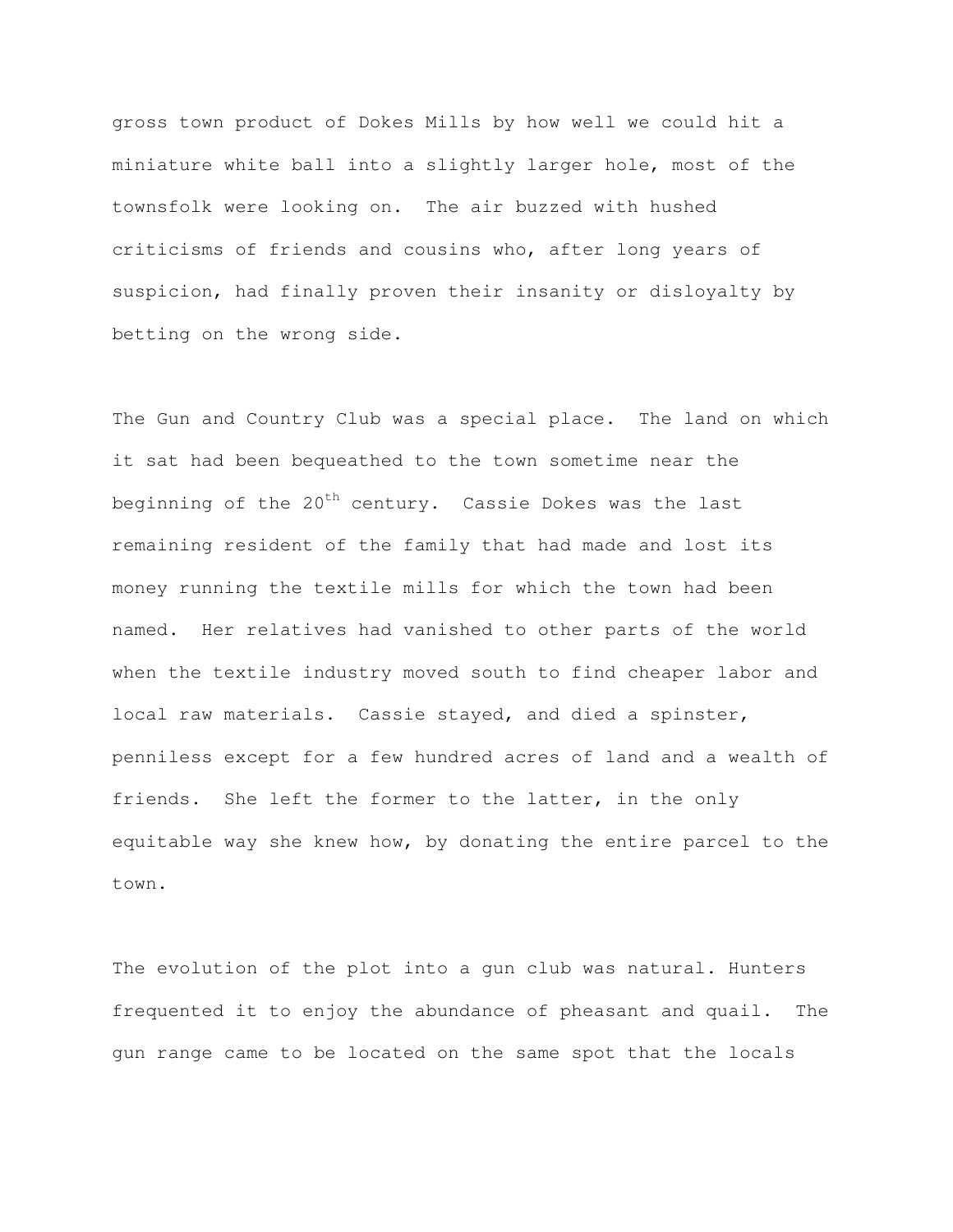gross town product of Dokes Mills by how well we could hit a miniature white ball into a slightly larger hole, most of the townsfolk were looking on. The air buzzed with hushed criticisms of friends and cousins who, after long years of suspicion, had finally proven their insanity or disloyalty by betting on the wrong side.

The Gun and Country Club was a special place. The land on which it sat had been bequeathed to the town sometime near the beginning of the 20th century. Cassie Dokes was the last remaining resident of the family that had made and lost its money running the textile mills for which the town had been named. Her relatives had vanished to other parts of the world when the textile industry moved south to find cheaper labor and local raw materials. Cassie stayed, and died a spinster, penniless except for a few hundred acres of land and a wealth of friends. She left the former to the latter, in the only equitable way she knew how, by donating the entire parcel to the town.

The evolution of the plot into a gun club was natural. Hunters frequented it to enjoy the abundance of pheasant and quail. The gun range came to be located on the same spot that the locals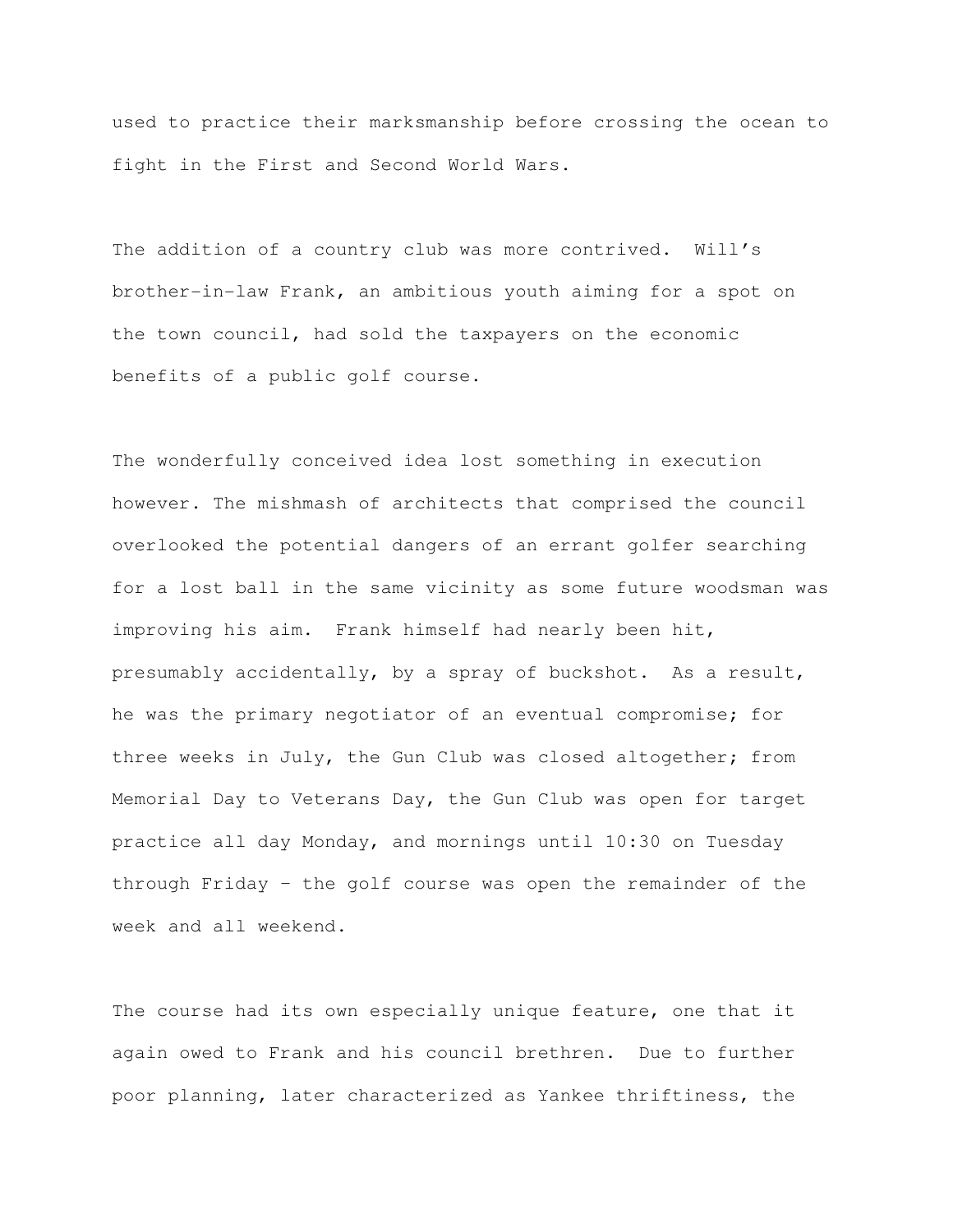used to practice their marksmanship before crossing the ocean to fight in the First and Second World Wars.

The addition of a country club was more contrived. Will's brother-in-law Frank, an ambitious youth aiming for a spot on the town council, had sold the taxpayers on the economic benefits of a public golf course.

The wonderfully conceived idea lost something in execution however. The mishmash of architects that comprised the council overlooked the potential dangers of an errant golfer searching for a lost ball in the same vicinity as some future woodsman was improving his aim. Frank himself had nearly been hit, presumably accidentally, by a spray of buckshot. As a result, he was the primary negotiator of an eventual compromise; for three weeks in July, the Gun Club was closed altogether; from Memorial Day to Veterans Day, the Gun Club was open for target practice all day Monday, and mornings until 10:30 on Tuesday through Friday – the golf course was open the remainder of the week and all weekend.

The course had its own especially unique feature, one that it again owed to Frank and his council brethren. Due to further poor planning, later characterized as Yankee thriftiness, the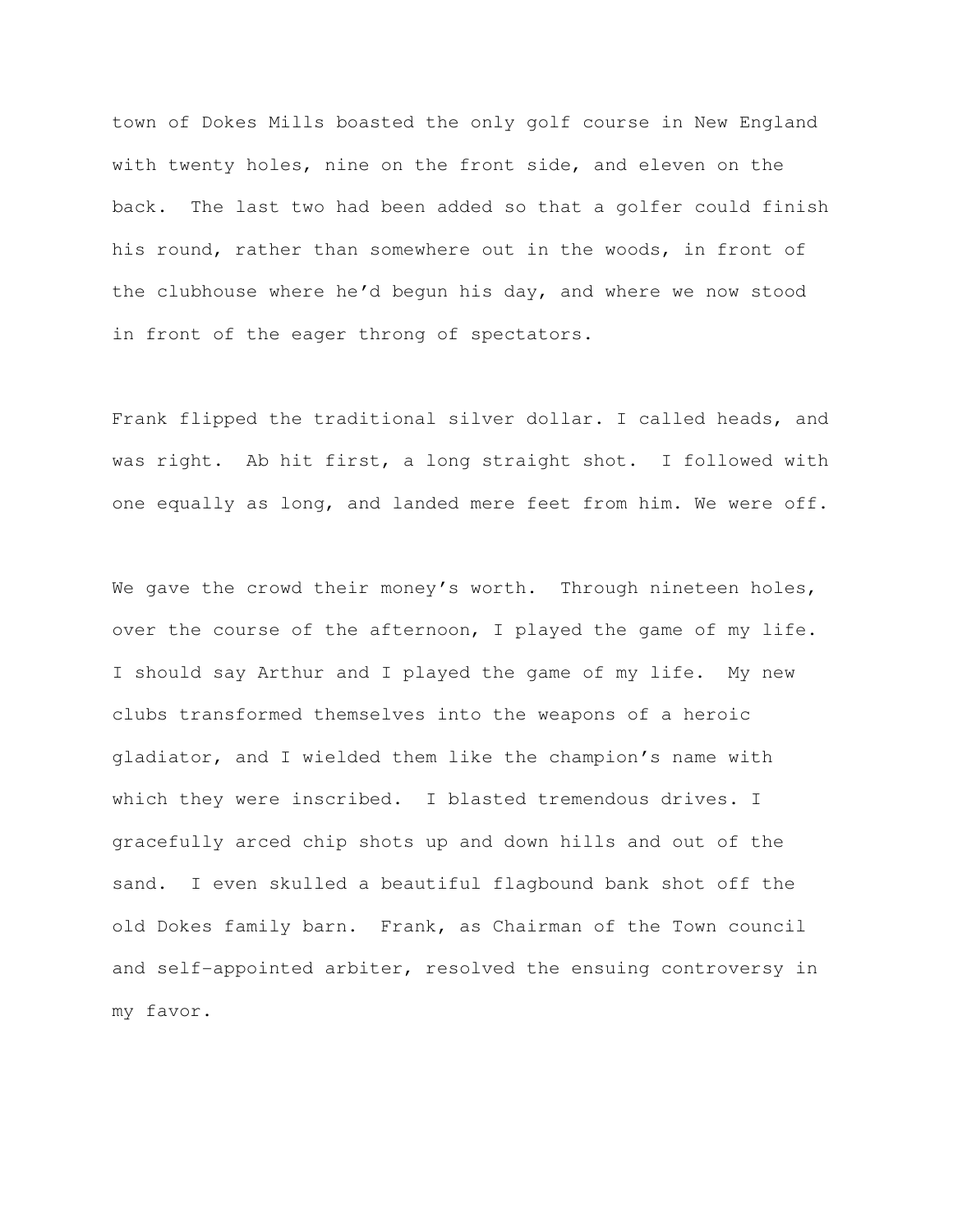town of Dokes Mills boasted the only golf course in New England with twenty holes, nine on the front side, and eleven on the back. The last two had been added so that a golfer could finish his round, rather than somewhere out in the woods, in front of the clubhouse where he'd begun his day, and where we now stood in front of the eager throng of spectators.

Frank flipped the traditional silver dollar. I called heads, and was right. Ab hit first, a long straight shot. I followed with one equally as long, and landed mere feet from him. We were off.

We gave the crowd their money's worth. Through nineteen holes, over the course of the afternoon, I played the game of my life. I should say Arthur and I played the game of my life. My new clubs transformed themselves into the weapons of a heroic gladiator, and I wielded them like the champion's name with which they were inscribed. I blasted tremendous drives. I gracefully arced chip shots up and down hills and out of the sand. I even skulled a beautiful flagbound bank shot off the old Dokes family barn. Frank, as Chairman of the Town council and self-appointed arbiter, resolved the ensuing controversy in my favor.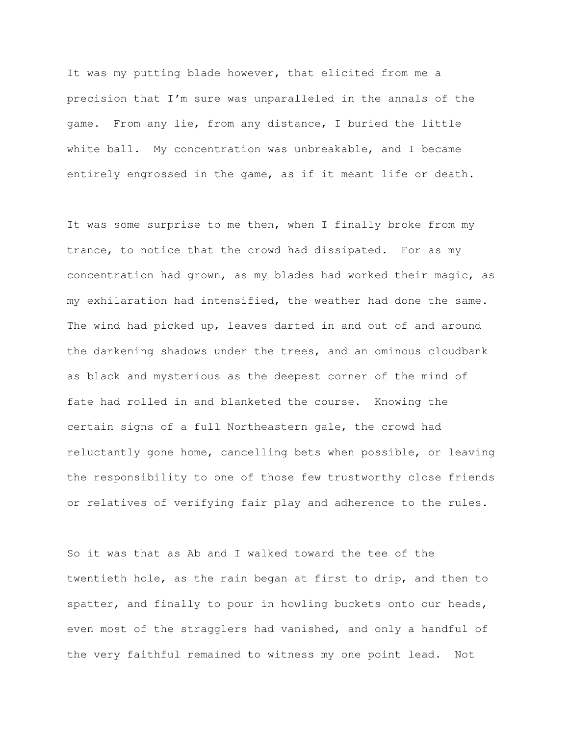It was my putting blade however, that elicited from me a precision that I'm sure was unparalleled in the annals of the game.  From any lie, from any distance, I buried the little white ball.  My concentration was unbreakable, and I became entirely engrossed in the game, as if it meant life or death.

It was some surprise to me then, when I finally broke from my trance, to notice that the crowd had dissipated.  For as my concentration had grown, as my blades had worked their magic, as my exhilaration had intensified, the weather had done the same. The wind had picked up, leaves darted in and out of and around the darkening shadows under the trees, and an ominous cloudbank as black and mysterious as the deepest corner of the mind of fate had rolled in and blanketed the course.  Knowing the certain signs of a full Northeastern gale, the crowd had reluctantly gone home, cancelling bets when possible, or leaving the responsibility to one of those few trustworthy close friends or relatives of verifying fair play and adherence to the rules.

So it was that as Ab and I walked toward the tee of the twentieth hole, as the rain began at first to drip, and then to spatter, and finally to pour in howling buckets onto our heads, even most of the stragglers had vanished, and only a handful of the very faithful remained to witness my one point lead.  Not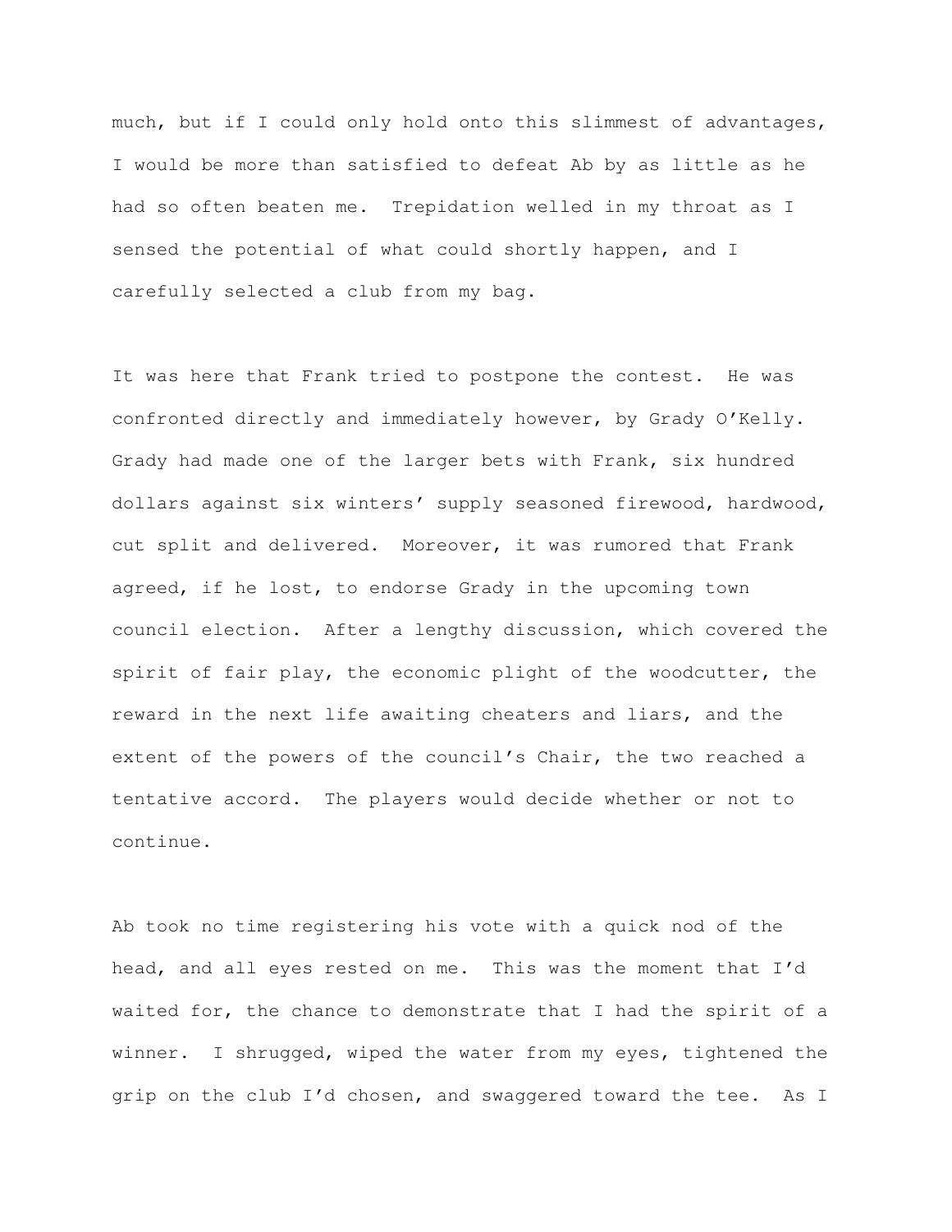much, but if I could only hold onto this slimmest of advantages, I would be more than satisfied to defeat Ab by as little as he had so often beaten me. Trepidation welled in my throat as I sensed the potential of what could shortly happen, and I carefully selected a club from my bag.

It was here that Frank tried to postpone the contest. He was confronted directly and immediately however, by Grady O'Kelly. Grady had made one of the larger bets with Frank, six hundred dollars against six winters' supply seasoned firewood, hardwood, cut split and delivered. Moreover, it was rumored that Frank agreed, if he lost, to endorse Grady in the upcoming town council election. After a lengthy discussion, which covered the spirit of fair play, the economic plight of the woodcutter, the reward in the next life awaiting cheaters and liars, and the extent of the powers of the council's Chair, the two reached a tentative accord. The players would decide whether or not to continue.

Ab took no time registering his vote with a quick nod of the head, and all eyes rested on me. This was the moment that I'd waited for, the chance to demonstrate that I had the spirit of a winner. I shrugged, wiped the water from my eyes, tightened the grip on the club I'd chosen, and swaggered toward the tee. As I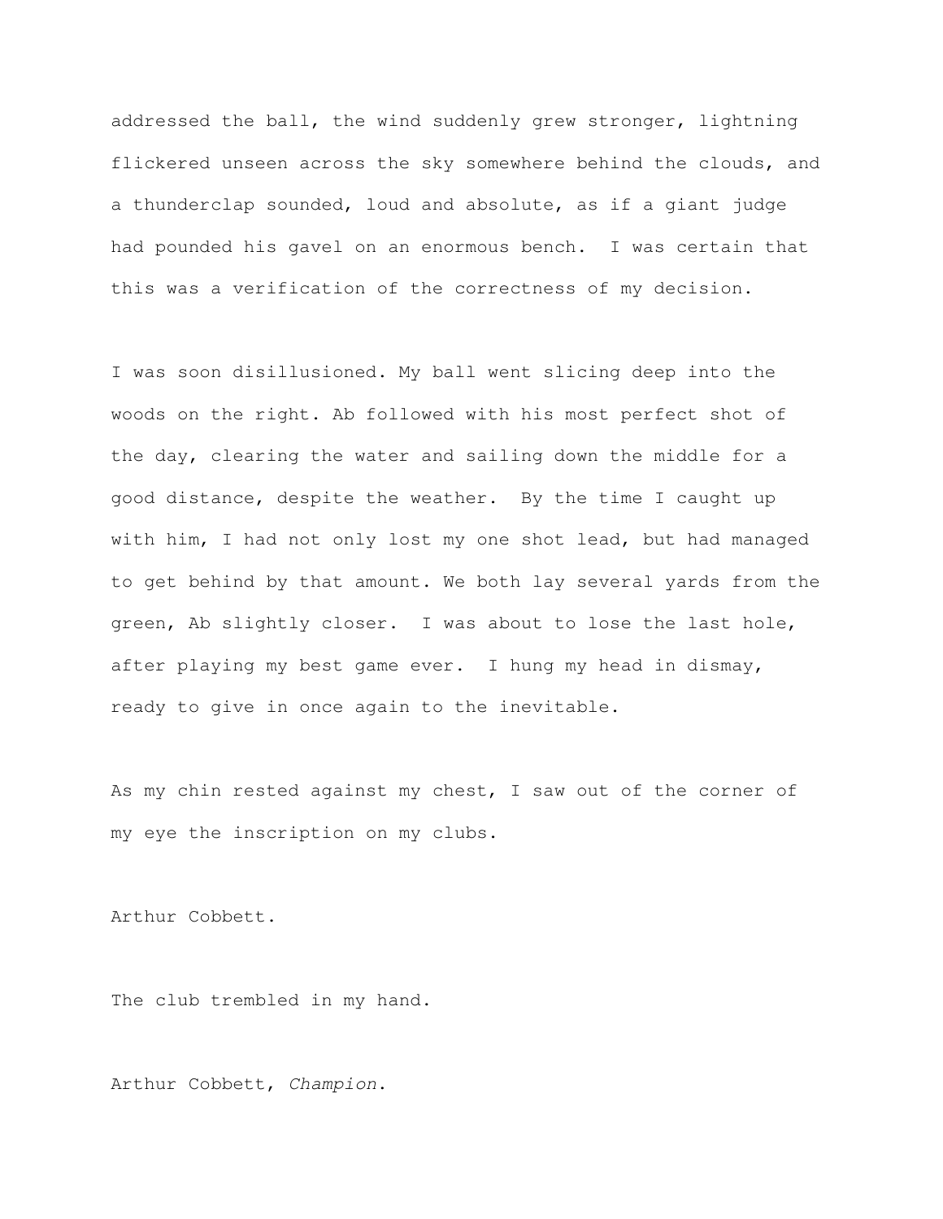addressed the ball, the wind suddenly grew stronger, lightning flickered unseen across the sky somewhere behind the clouds, and a thunderclap sounded, loud and absolute, as if a giant judge had pounded his gavel on an enormous bench. I was certain that this was a verification of the correctness of my decision.

I was soon disillusioned. My ball went slicing deep into the woods on the right. Ab followed with his most perfect shot of the day, clearing the water and sailing down the middle for a good distance, despite the weather. By the time I caught up with him, I had not only lost my one shot lead, but had managed to get behind by that amount. We both lay several yards from the green, Ab slightly closer. I was about to lose the last hole, after playing my best game ever. I hung my head in dismay, ready to give in once again to the inevitable.

As my chin rested against my chest, I saw out of the corner of my eye the inscription on my clubs.

Arthur Cobbett.

The club trembled in my hand.

Arthur Cobbett, *Champion*.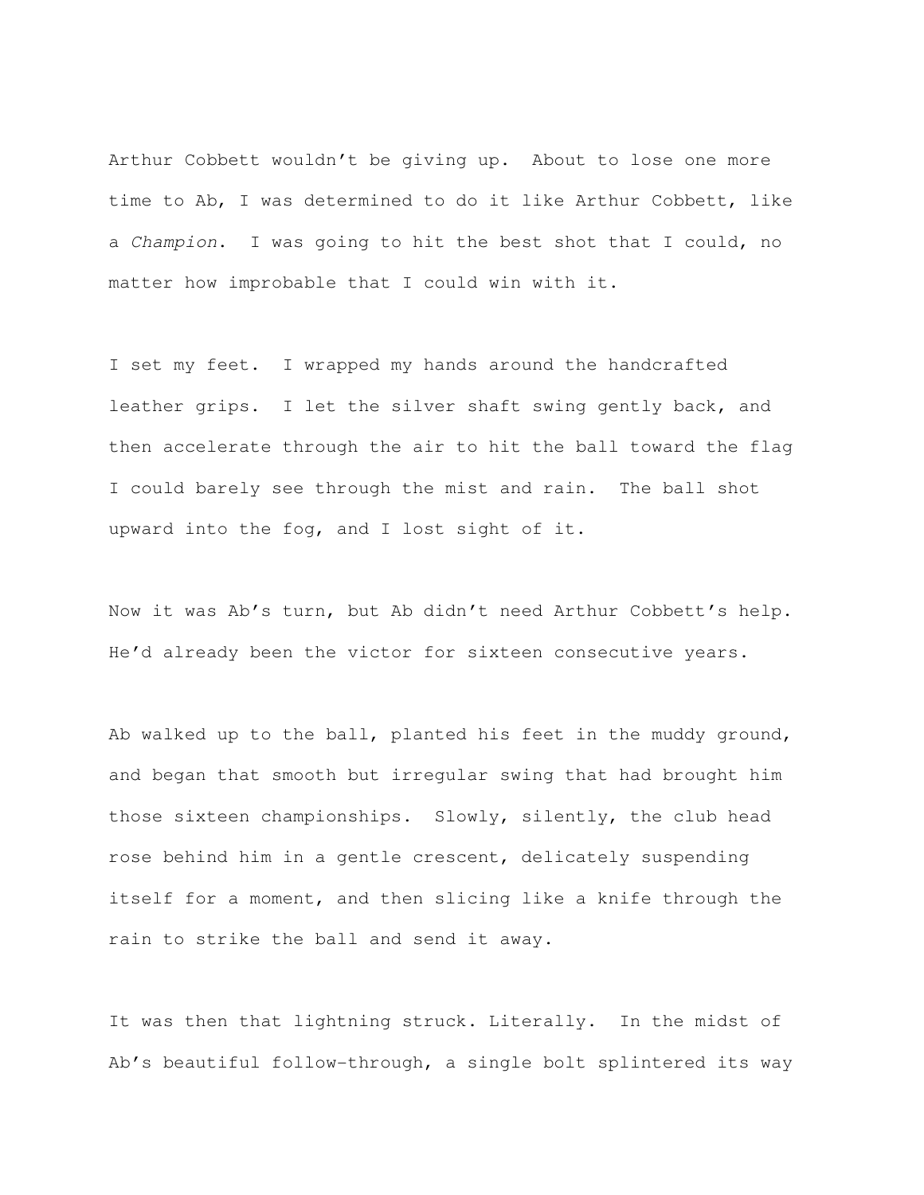Arthur Cobbett wouldn't be giving up. About to lose one more time to Ab, I was determined to do it like Arthur Cobbett, like a *Champion*. I was going to hit the best shot that I could, no matter how improbable that I could win with it.

I set my feet. I wrapped my hands around the handcrafted leather grips. I let the silver shaft swing gently back, and then accelerate through the air to hit the ball toward the flag I could barely see through the mist and rain. The ball shot upward into the fog, and I lost sight of it.

Now it was Ab's turn, but Ab didn't need Arthur Cobbett's help. He'd already been the victor for sixteen consecutive years.

Ab walked up to the ball, planted his feet in the muddy ground, and began that smooth but irregular swing that had brought him those sixteen championships. Slowly, silently, the club head rose behind him in a gentle crescent, delicately suspending itself for a moment, and then slicing like a knife through the rain to strike the ball and send it away.

It was then that lightning struck. Literally. In the midst of Ab's beautiful follow-through, a single bolt splintered its way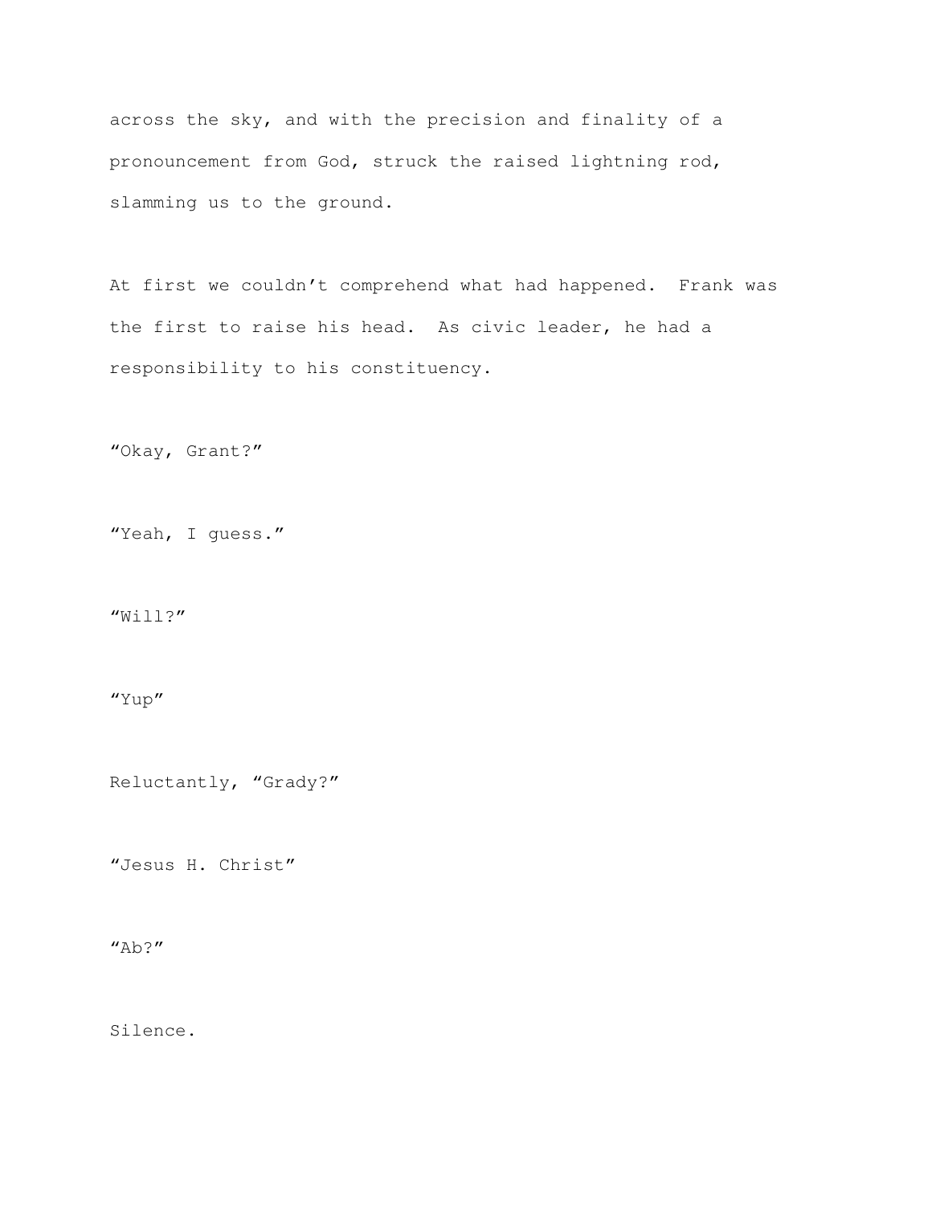across the sky, and with the precision and finality of a pronouncement from God, struck the raised lightning rod, slamming us to the ground.

At first we couldn’t comprehend what had happened. Frank was the first to raise his head. As civic leader, he had a responsibility to his constituency.

“Okay, Grant?”

“Yeah, I guess.”

“Will?”

“Yup”

Reluctantly, “Grady?”

“Jesus H. Christ”

“Ab?”

Silence.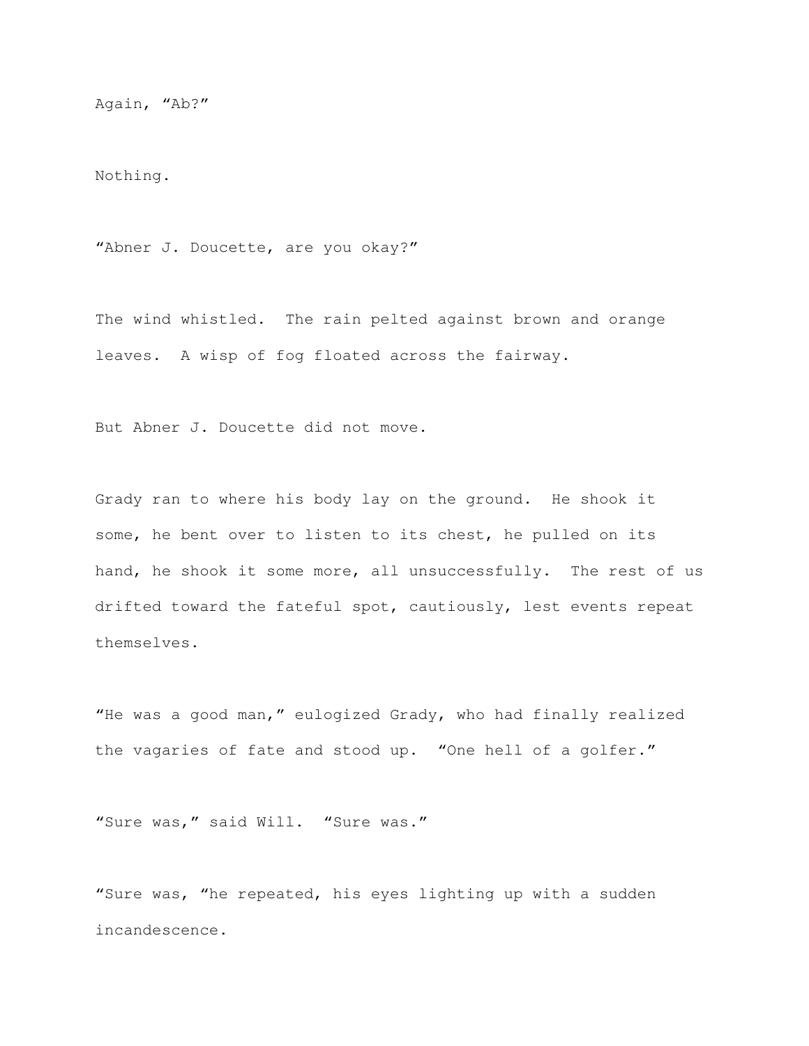Again, “Ab?”

Nothing.

“Abner J. Doucette, are you okay?”

The wind whistled.  The rain pelted against brown and orange leaves.  A wisp of fog floated across the fairway.

But Abner J. Doucette did not move.

Grady ran to where his body lay on the ground.  He shook it some, he bent over to listen to its chest, he pulled on its hand, he shook it some more, all unsuccessfully.  The rest of us drifted toward the fateful spot, cautiously, lest events repeat themselves.

“He was a good man,” eulogized Grady, who had finally realized the vagaries of fate and stood up.  “One hell of a golfer.”

“Sure was,” said Will.  “Sure was.”

“Sure was, “he repeated, his eyes lighting up with a sudden incandescence.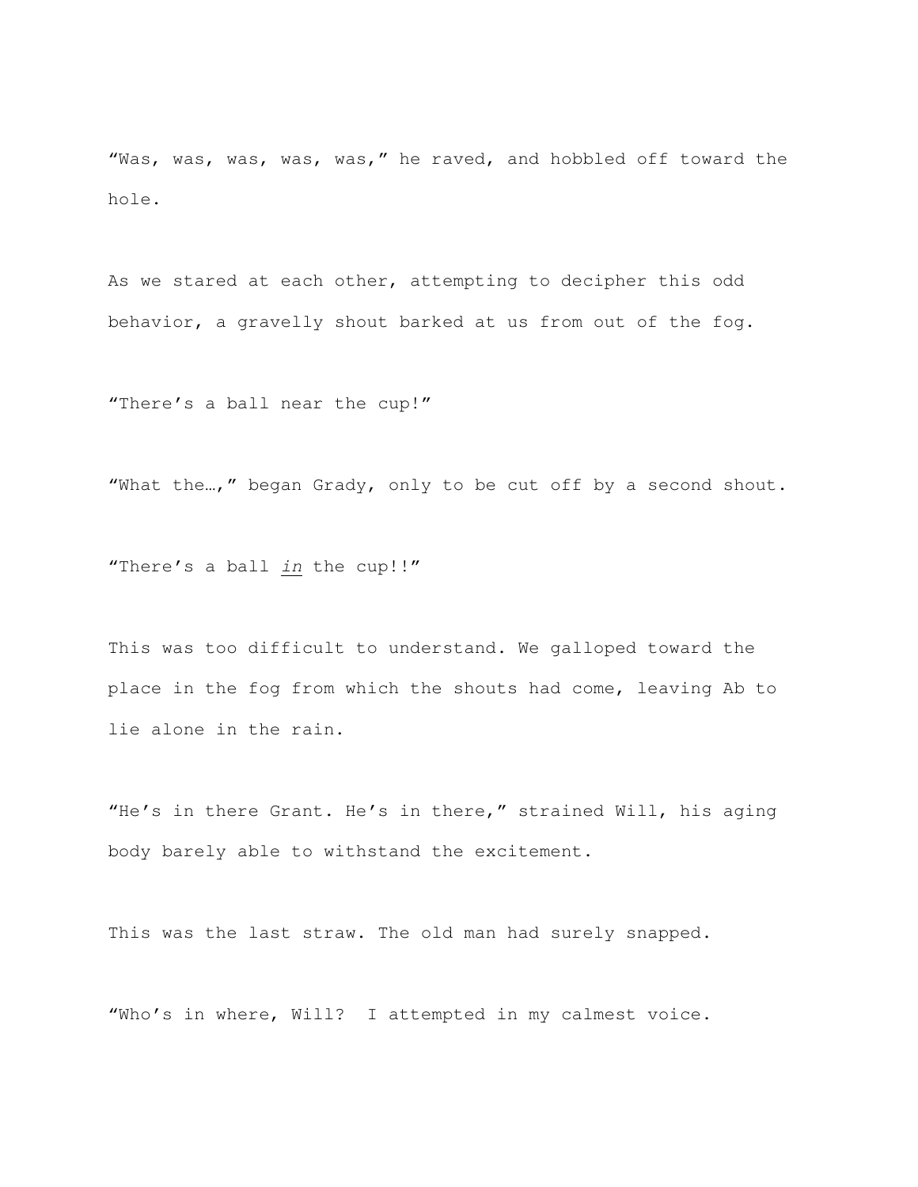"Was, was, was, was, was," he raved, and hobbled off toward the hole.

As we stared at each other, attempting to decipher this odd behavior, a gravelly shout barked at us from out of the fog.

"There's a ball near the cup!"

"What the…," began Grady, only to be cut off by a second shout.

"There's a ball *in* the cup!!"

This was too difficult to understand. We galloped toward the place in the fog from which the shouts had come, leaving Ab to lie alone in the rain.

"He's in there Grant. He's in there," strained Will, his aging body barely able to withstand the excitement.

This was the last straw. The old man had surely snapped.

"Who's in where, Will? I attempted in my calmest voice.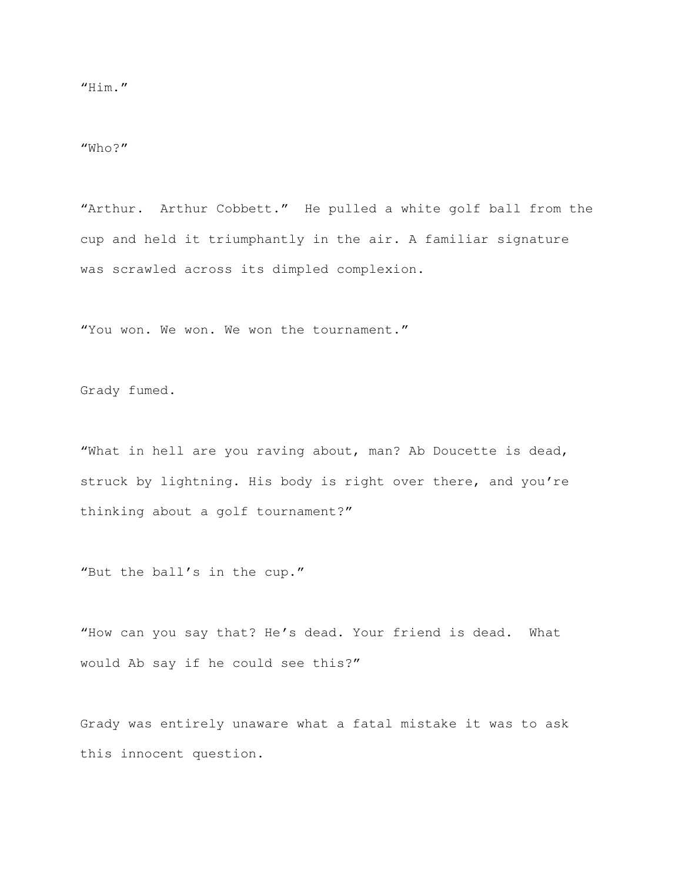"Him."

"Who?"

"Arthur. Arthur Cobbett." He pulled a white golf ball from the cup and held it triumphantly in the air. A familiar signature was scrawled across its dimpled complexion.

"You won. We won. We won the tournament."

Grady fumed.

"What in hell are you raving about, man? Ab Doucette is dead, struck by lightning. His body is right over there, and you're thinking about a golf tournament?"

"But the ball's in the cup."

"How can you say that? He's dead. Your friend is dead. What would Ab say if he could see this?"

Grady was entirely unaware what a fatal mistake it was to ask this innocent question.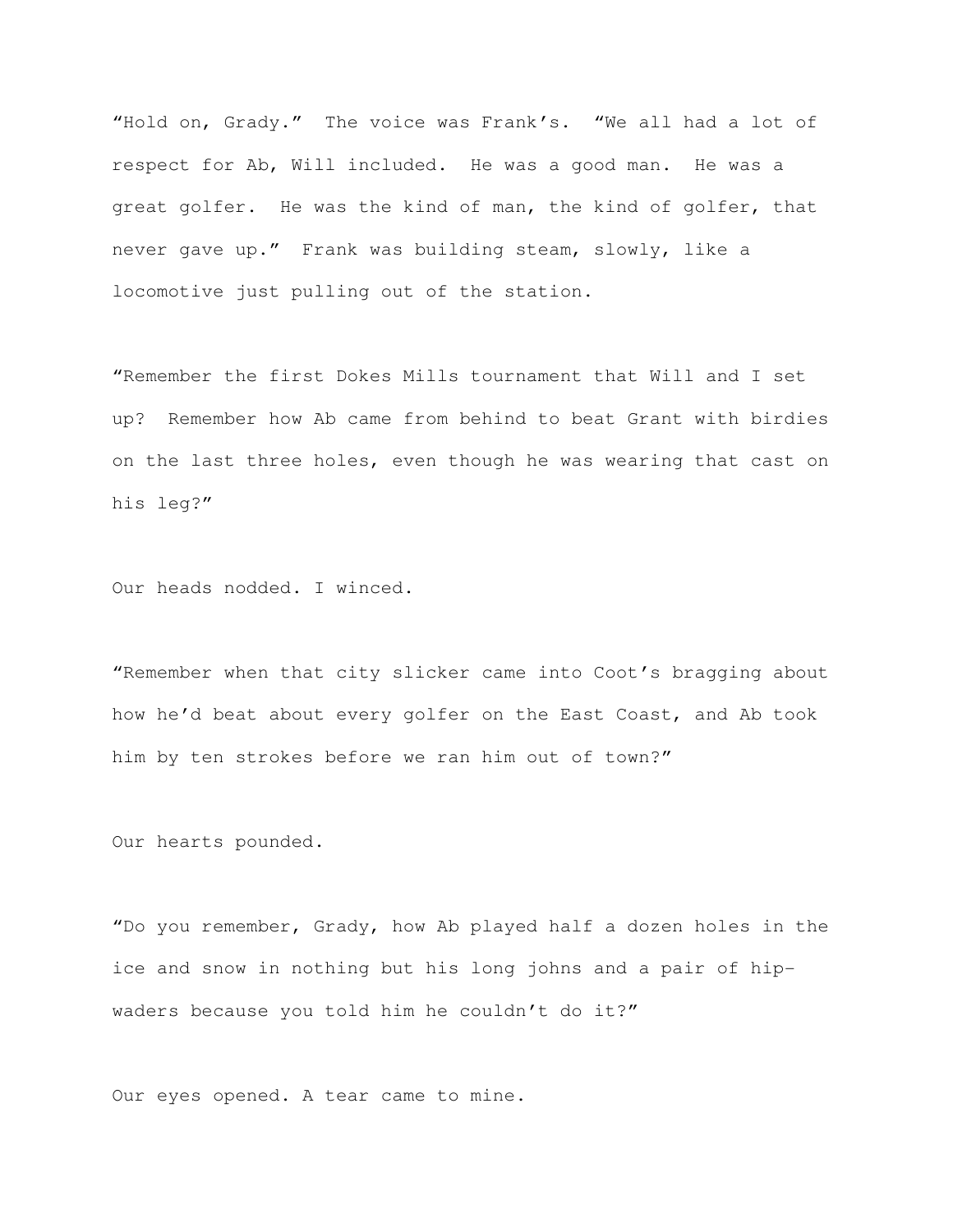"Hold on, Grady." The voice was Frank's. "We all had a lot of respect for Ab, Will included. He was a good man. He was a great golfer. He was the kind of man, the kind of golfer, that never gave up." Frank was building steam, slowly, like a locomotive just pulling out of the station.

"Remember the first Dokes Mills tournament that Will and I set up? Remember how Ab came from behind to beat Grant with birdies on the last three holes, even though he was wearing that cast on his leg?"

Our heads nodded. I winced.

"Remember when that city slicker came into Coot's bragging about how he'd beat about every golfer on the East Coast, and Ab took him by ten strokes before we ran him out of town?"

Our hearts pounded.

"Do you remember, Grady, how Ab played half a dozen holes in the ice and snow in nothing but his long johns and a pair of hip-waders because you told him he couldn't do it?"

Our eyes opened. A tear came to mine.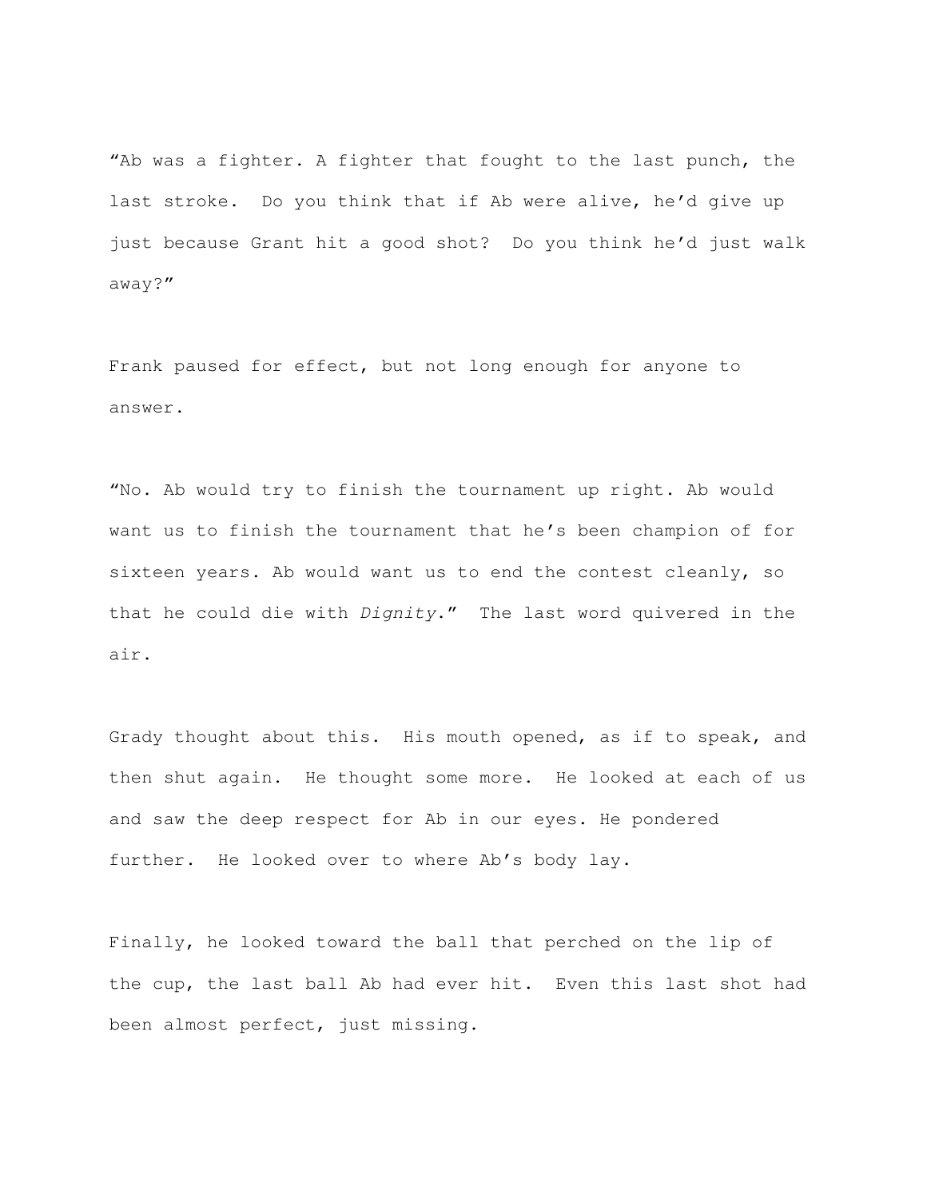"Ab was a fighter. A fighter that fought to the last punch, the last stroke. Do you think that if Ab were alive, he'd give up just because Grant hit a good shot? Do you think he'd just walk away?"

Frank paused for effect, but not long enough for anyone to answer.

"No. Ab would try to finish the tournament up right. Ab would want us to finish the tournament that he's been champion of for sixteen years. Ab would want us to end the contest cleanly, so that he could die with *Dignity*." The last word quivered in the air.

Grady thought about this. His mouth opened, as if to speak, and then shut again. He thought some more. He looked at each of us and saw the deep respect for Ab in our eyes. He pondered further. He looked over to where Ab's body lay.

Finally, he looked toward the ball that perched on the lip of the cup, the last ball Ab had ever hit. Even this last shot had been almost perfect, just missing.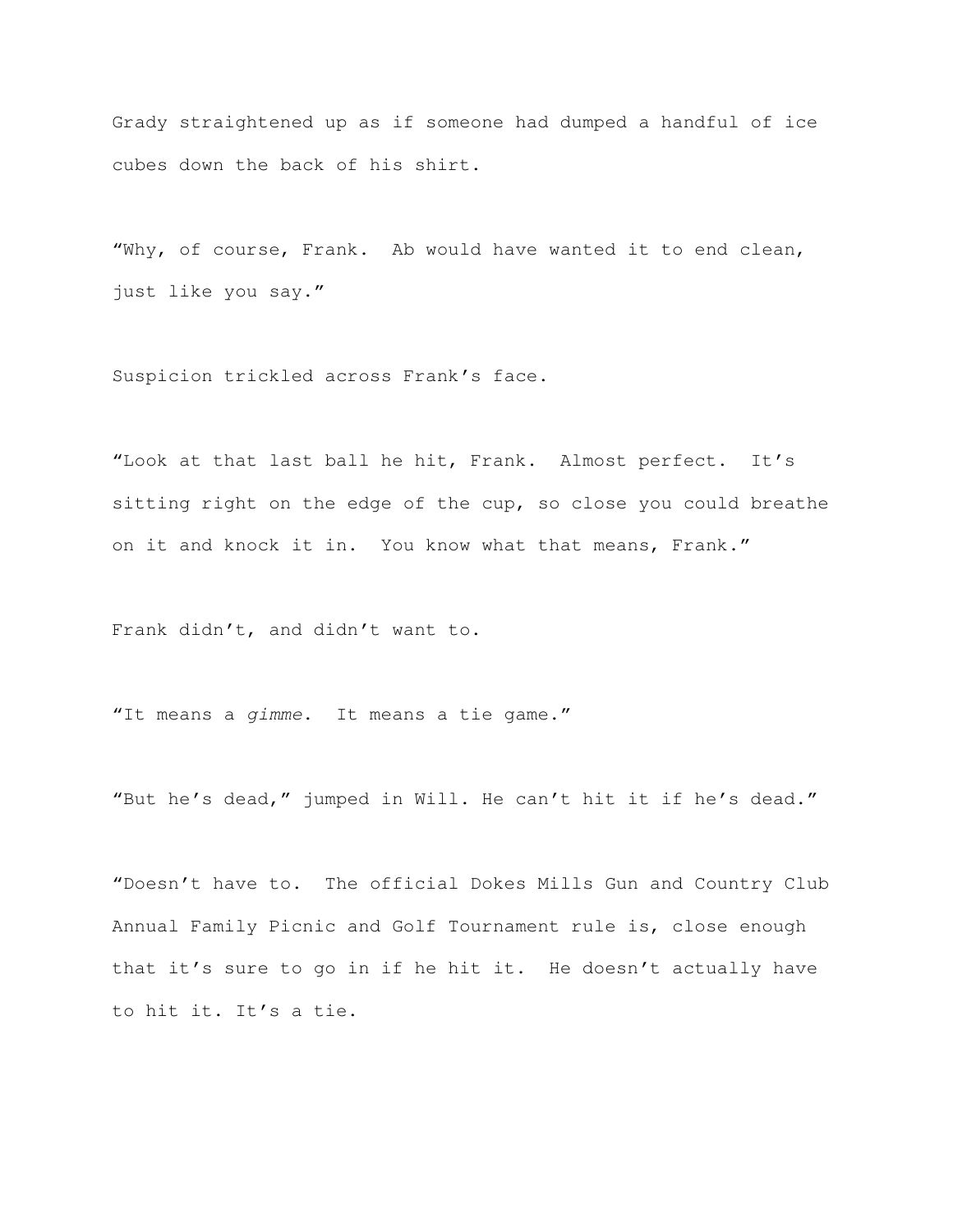Grady straightened up as if someone had dumped a handful of ice cubes down the back of his shirt.

“Why, of course, Frank.  Ab would have wanted it to end clean, just like you say.”

Suspicion trickled across Frank’s face.

“Look at that last ball he hit, Frank.  Almost perfect.  It’s sitting right on the edge of the cup, so close you could breathe on it and knock it in.  You know what that means, Frank.”

Frank didn’t, and didn’t want to.

“It means a *gimme*.  It means a tie game.”

“But he’s dead,” jumped in Will. He can’t hit it if he’s dead.”

“Doesn’t have to.  The official Dokes Mills Gun and Country Club Annual Family Picnic and Golf Tournament rule is, close enough that it’s sure to go in if he hit it.  He doesn’t actually have to hit it. It’s a tie.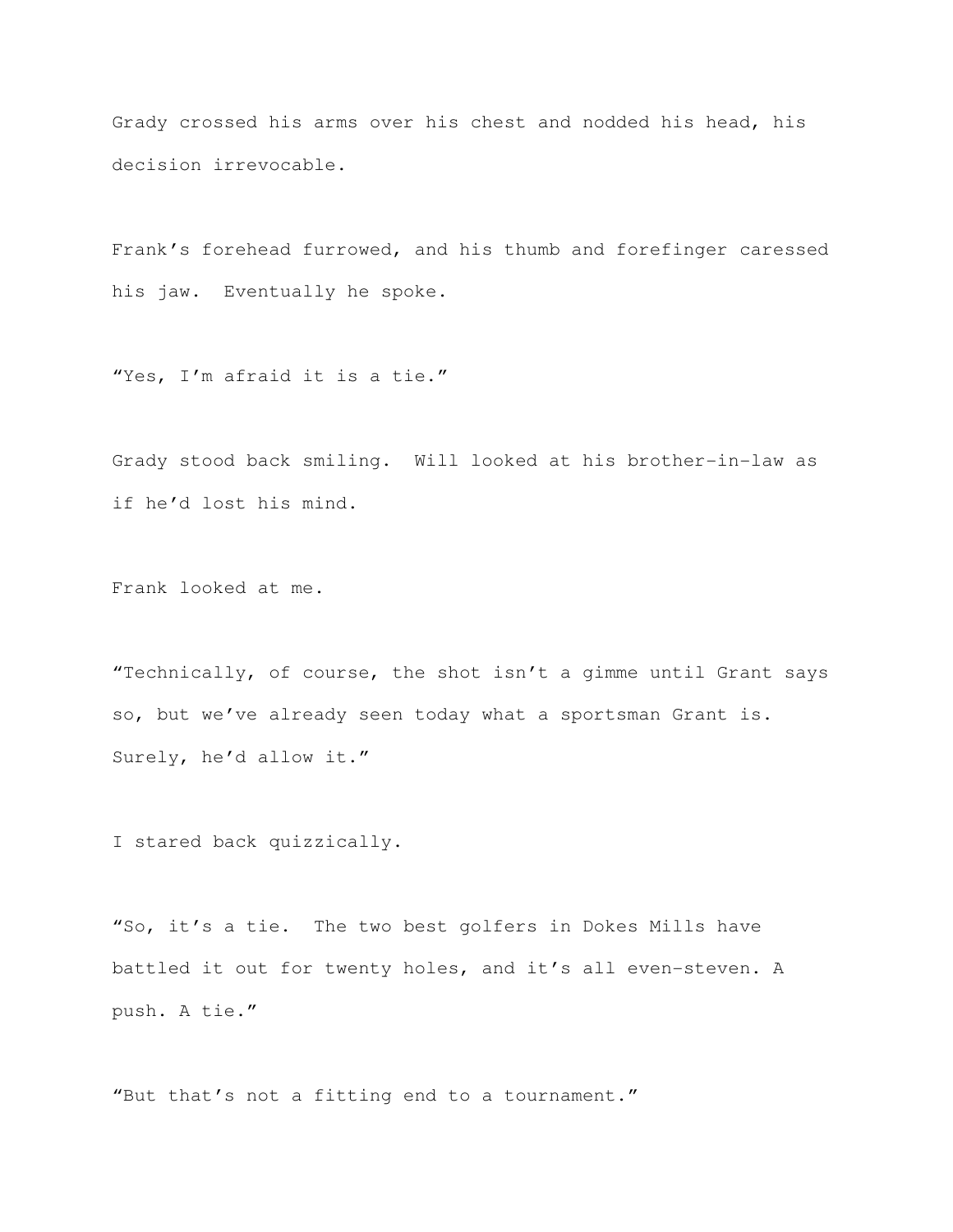Grady crossed his arms over his chest and nodded his head, his decision irrevocable.

Frank's forehead furrowed, and his thumb and forefinger caressed his jaw.  Eventually he spoke.

"Yes, I'm afraid it is a tie."

Grady stood back smiling.  Will looked at his brother-in-law as if he'd lost his mind.

Frank looked at me.

"Technically, of course, the shot isn't a gimme until Grant says so, but we've already seen today what a sportsman Grant is.  Surely, he'd allow it."

I stared back quizzically.

"So, it's a tie.  The two best golfers in Dokes Mills have battled it out for twenty holes, and it's all even-steven. A push. A tie."

"But that's not a fitting end to a tournament."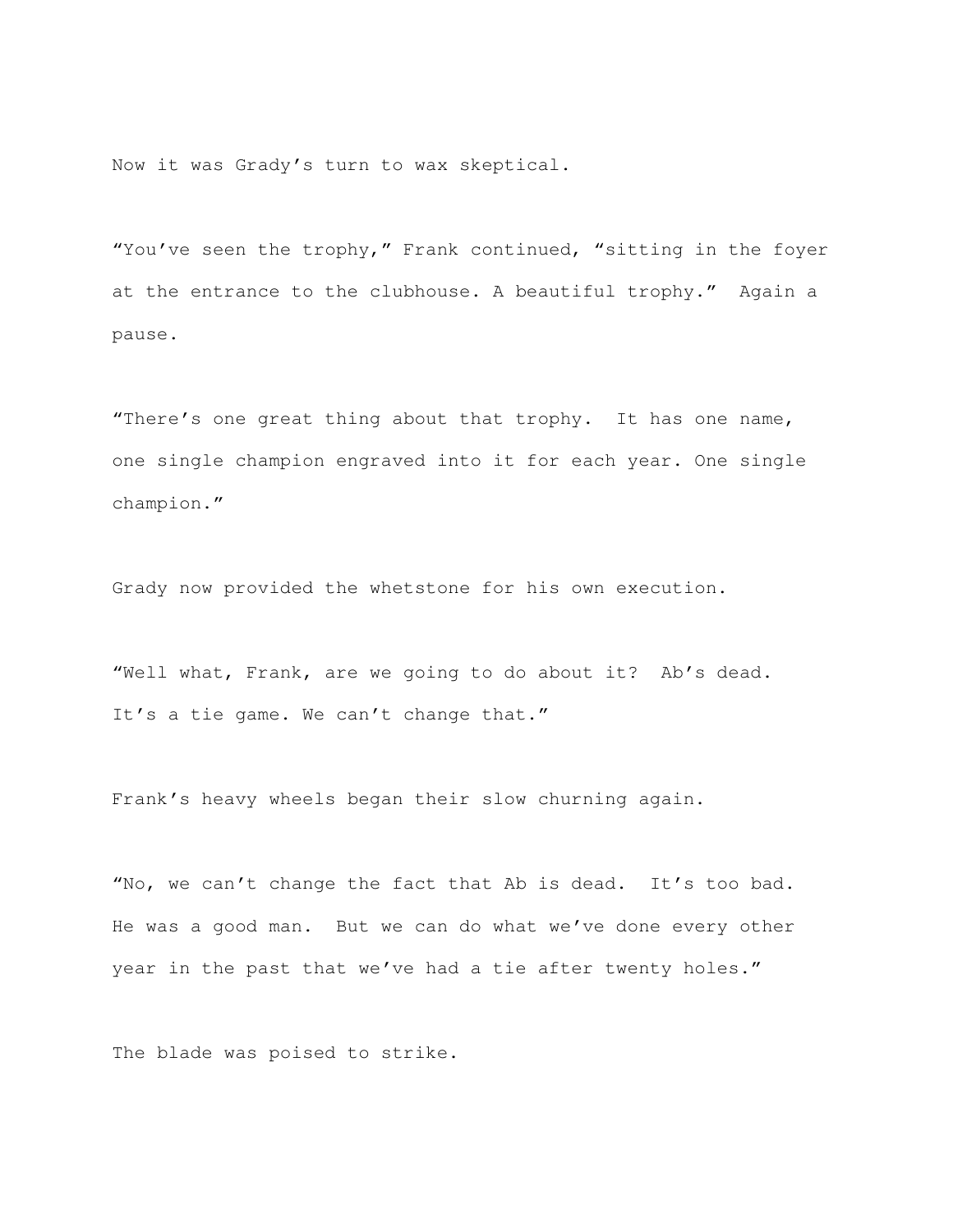Now it was Grady's turn to wax skeptical.

"You've seen the trophy," Frank continued, "sitting in the foyer at the entrance to the clubhouse. A beautiful trophy." Again a pause.

"There's one great thing about that trophy. It has one name, one single champion engraved into it for each year. One single champion."

Grady now provided the whetstone for his own execution.

"Well what, Frank, are we going to do about it? Ab's dead. It's a tie game. We can't change that."

Frank's heavy wheels began their slow churning again.

"No, we can't change the fact that Ab is dead. It's too bad. He was a good man. But we can do what we've done every other year in the past that we've had a tie after twenty holes."

The blade was poised to strike.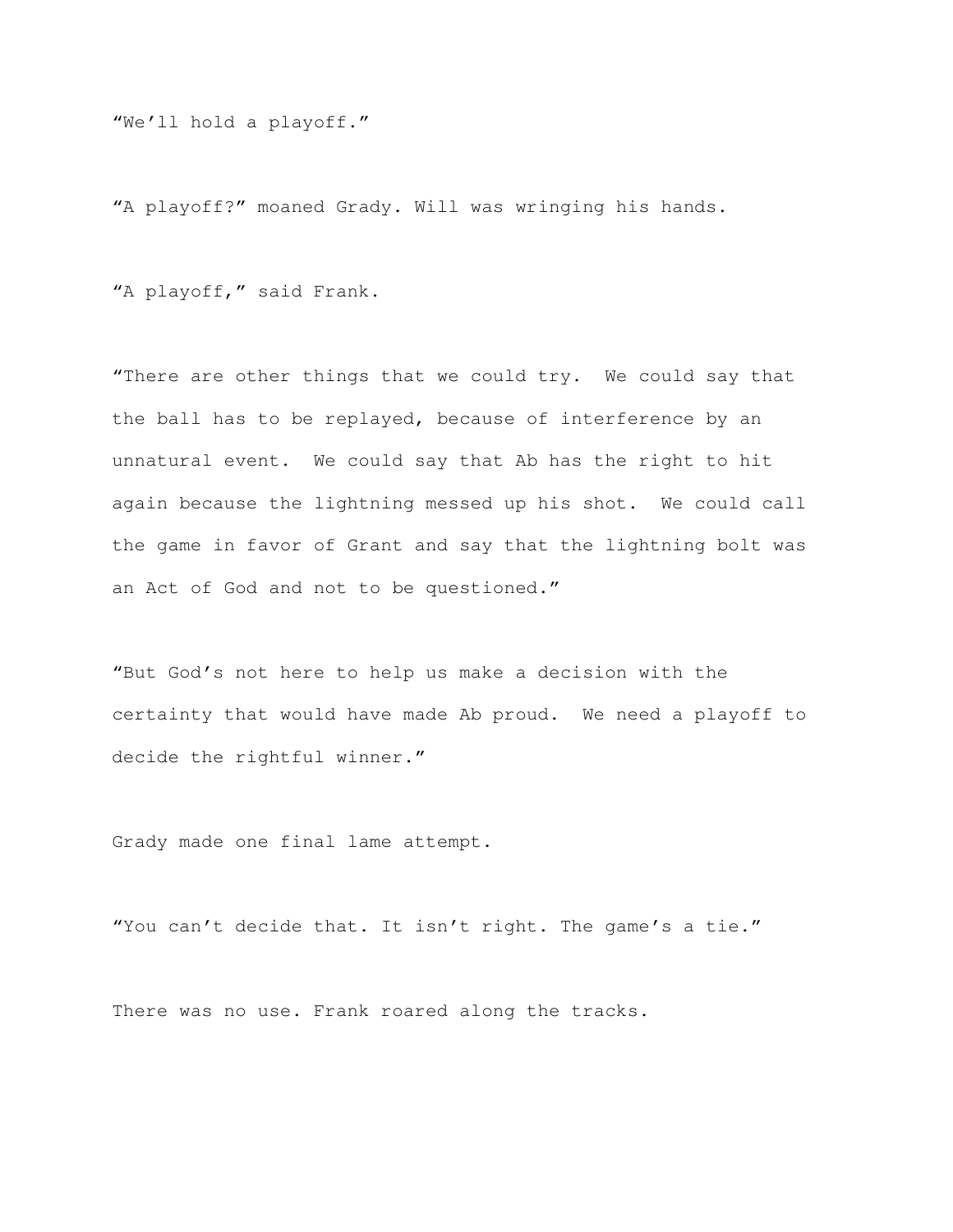"We'll hold a playoff."

"A playoff?" moaned Grady. Will was wringing his hands.

"A playoff," said Frank.

"There are other things that we could try. We could say that the ball has to be replayed, because of interference by an unnatural event. We could say that Ab has the right to hit again because the lightning messed up his shot. We could call the game in favor of Grant and say that the lightning bolt was an Act of God and not to be questioned."

"But God's not here to help us make a decision with the certainty that would have made Ab proud. We need a playoff to decide the rightful winner."

Grady made one final lame attempt.

"You can't decide that. It isn't right. The game's a tie."

There was no use. Frank roared along the tracks.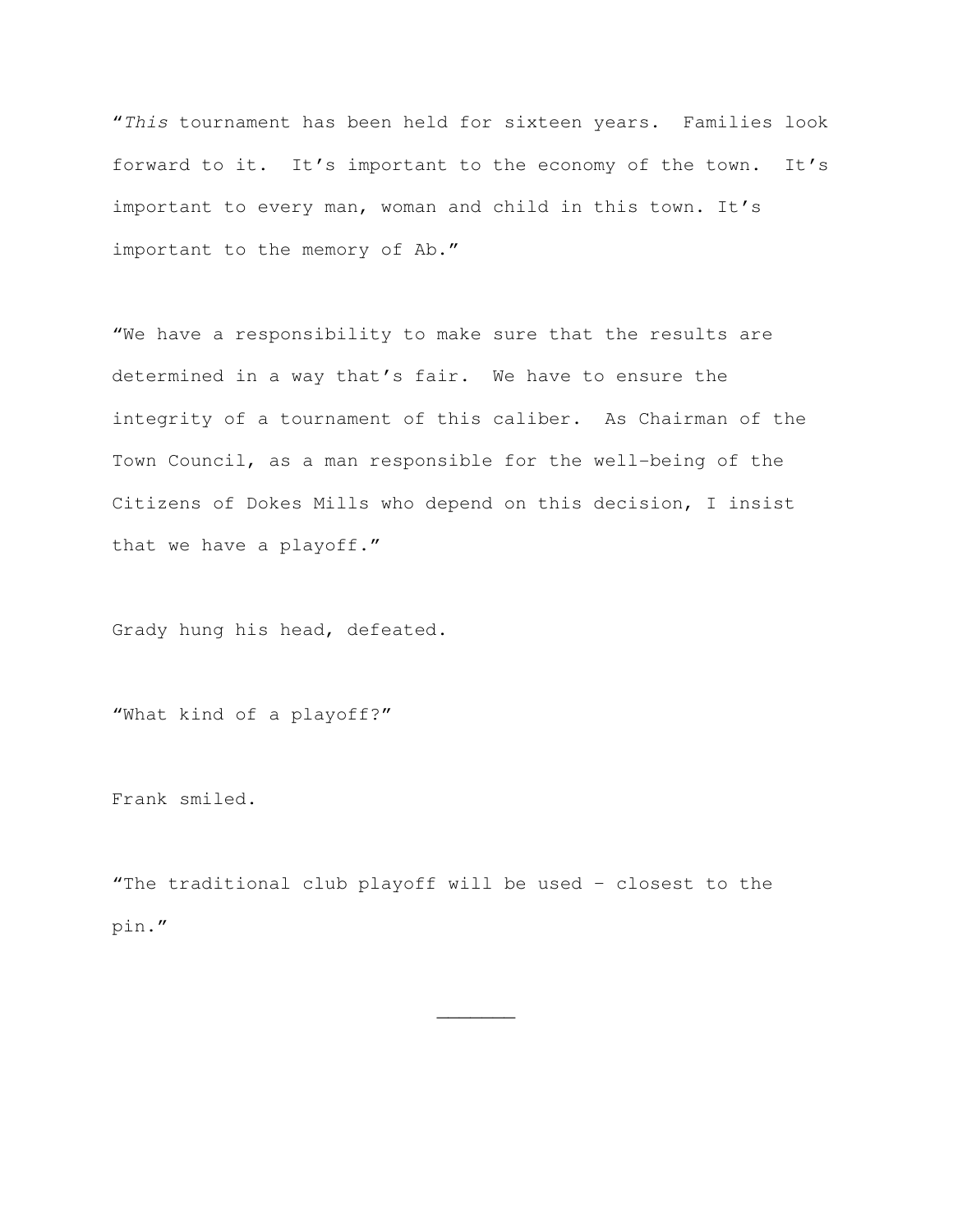"*This* tournament has been held for sixteen years. Families look forward to it. It's important to the economy of the town. It's important to every man, woman and child in this town. It's important to the memory of Ab."

"We have a responsibility to make sure that the results are determined in a way that's fair. We have to ensure the integrity of a tournament of this caliber. As Chairman of the Town Council, as a man responsible for the well-being of the Citizens of Dokes Mills who depend on this decision, I insist that we have a playoff."

Grady hung his head, defeated.

"What kind of a playoff?"

Frank smiled.

"The traditional club playoff will be used – closest to the pin."

_______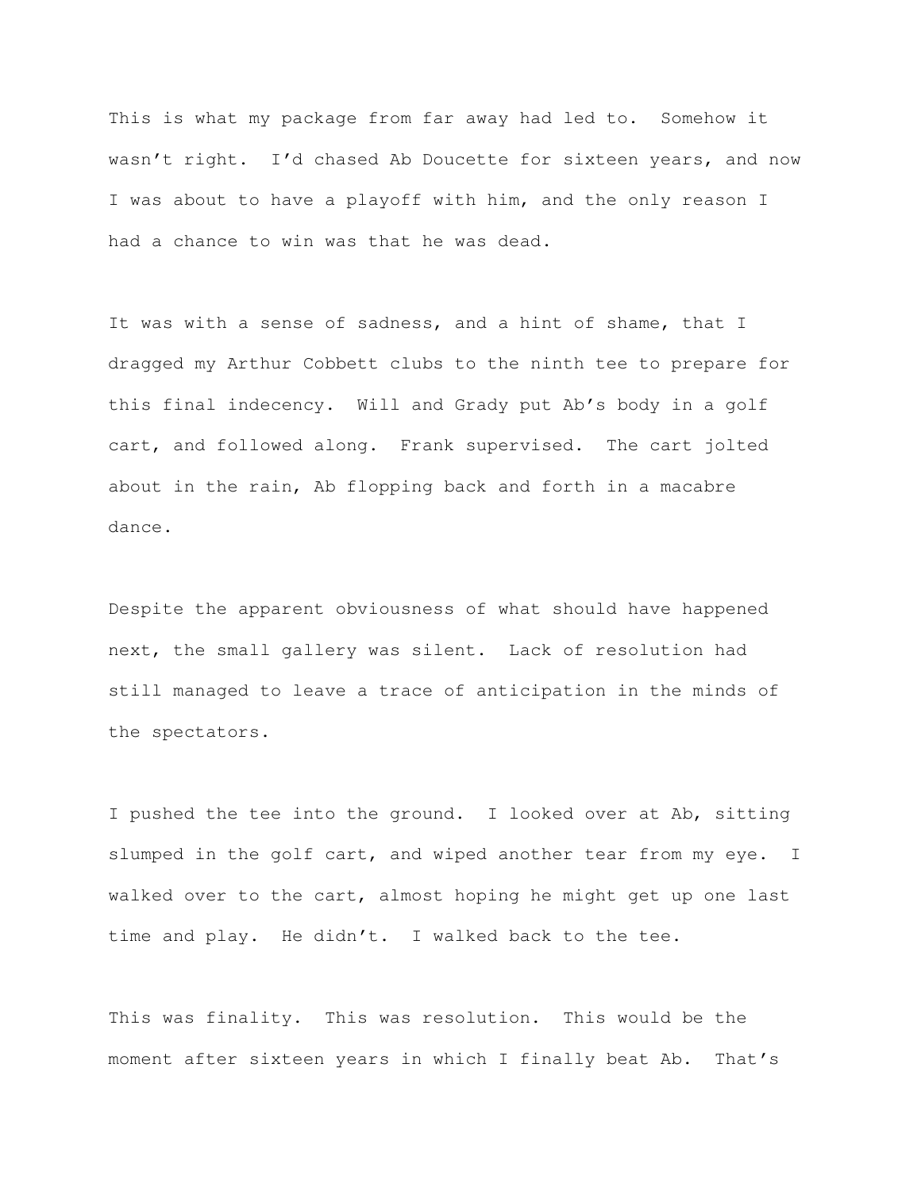This is what my package from far away had led to. Somehow it wasn't right. I'd chased Ab Doucette for sixteen years, and now I was about to have a playoff with him, and the only reason I had a chance to win was that he was dead.

It was with a sense of sadness, and a hint of shame, that I dragged my Arthur Cobbett clubs to the ninth tee to prepare for this final indecency. Will and Grady put Ab's body in a golf cart, and followed along. Frank supervised. The cart jolted about in the rain, Ab flopping back and forth in a macabre dance.

Despite the apparent obviousness of what should have happened next, the small gallery was silent. Lack of resolution had still managed to leave a trace of anticipation in the minds of the spectators.

I pushed the tee into the ground. I looked over at Ab, sitting slumped in the golf cart, and wiped another tear from my eye. I walked over to the cart, almost hoping he might get up one last time and play. He didn't. I walked back to the tee.

This was finality. This was resolution. This would be the moment after sixteen years in which I finally beat Ab. That's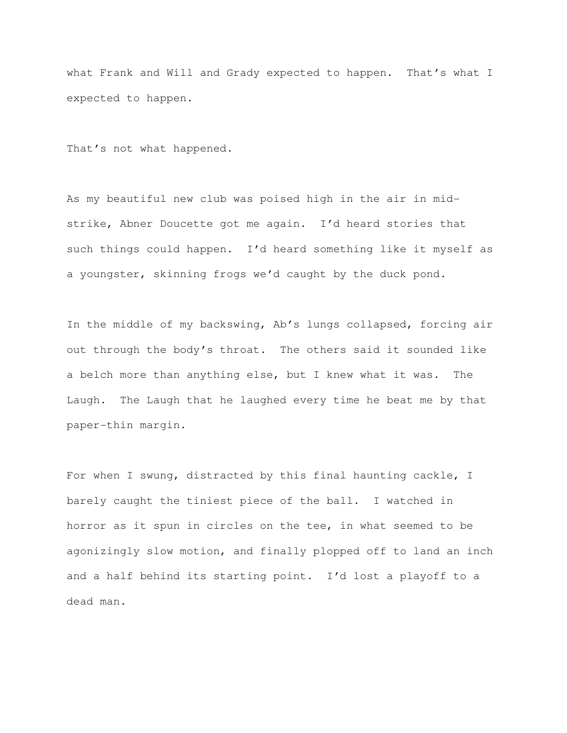what Frank and Will and Grady expected to happen. That's what I expected to happen.

That's not what happened.

As my beautiful new club was poised high in the air in mid-strike, Abner Doucette got me again. I'd heard stories that such things could happen. I'd heard something like it myself as a youngster, skinning frogs we'd caught by the duck pond.

In the middle of my backswing, Ab's lungs collapsed, forcing air out through the body's throat. The others said it sounded like a belch more than anything else, but I knew what it was. The Laugh. The Laugh that he laughed every time he beat me by that paper-thin margin.

For when I swung, distracted by this final haunting cackle, I barely caught the tiniest piece of the ball. I watched in horror as it spun in circles on the tee, in what seemed to be agonizingly slow motion, and finally plopped off to land an inch and a half behind its starting point. I'd lost a playoff to a dead man.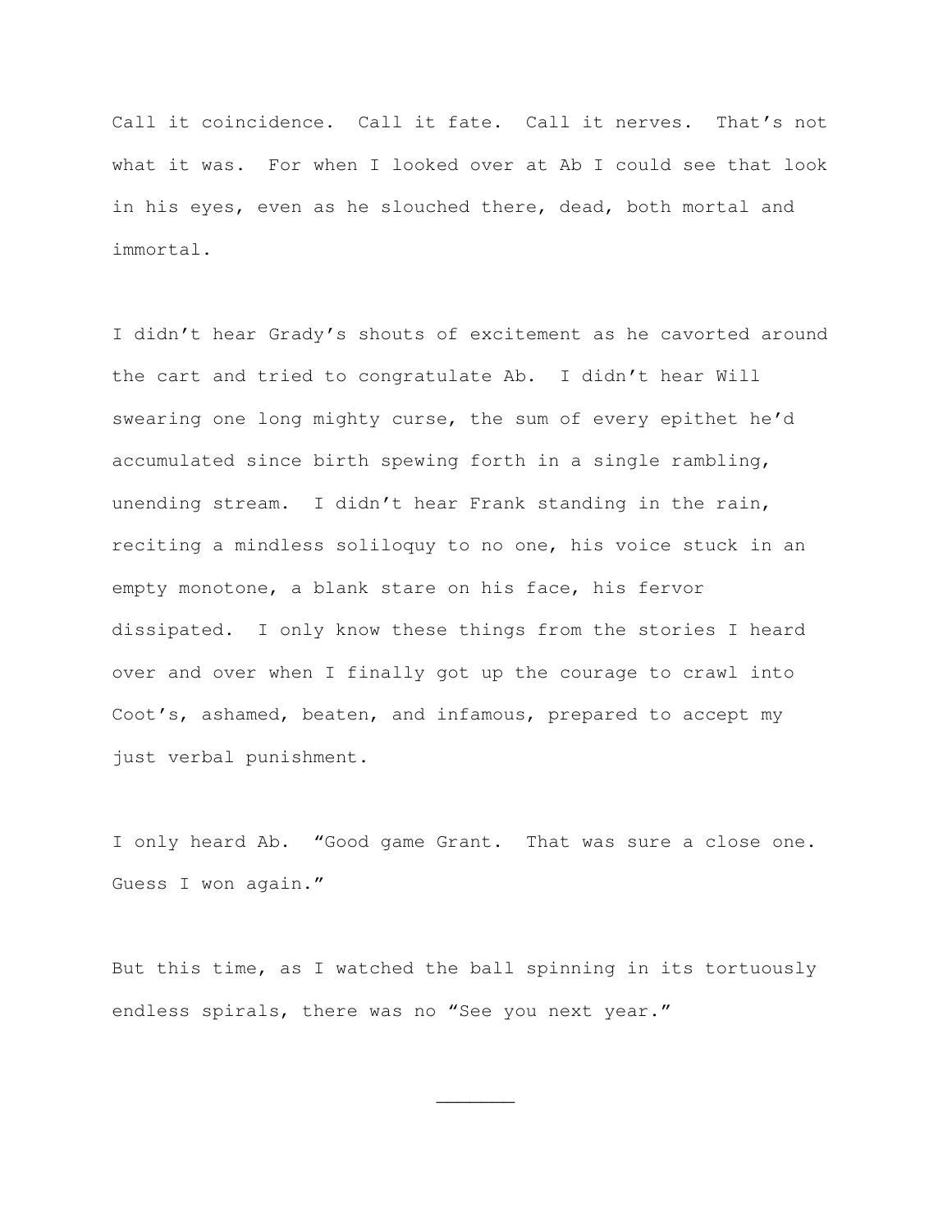Call it coincidence. Call it fate. Call it nerves. That's not what it was. For when I looked over at Ab I could see that look in his eyes, even as he slouched there, dead, both mortal and immortal.

I didn't hear Grady's shouts of excitement as he cavorted around the cart and tried to congratulate Ab. I didn't hear Will swearing one long mighty curse, the sum of every epithet he'd accumulated since birth spewing forth in a single rambling, unending stream. I didn't hear Frank standing in the rain, reciting a mindless soliloquy to no one, his voice stuck in an empty monotone, a blank stare on his face, his fervor dissipated. I only know these things from the stories I heard over and over when I finally got up the courage to crawl into Coot's, ashamed, beaten, and infamous, prepared to accept my just verbal punishment.

I only heard Ab. "Good game Grant. That was sure a close one. Guess I won again."

But this time, as I watched the ball spinning in its tortuously endless spirals, there was no "See you next year."

---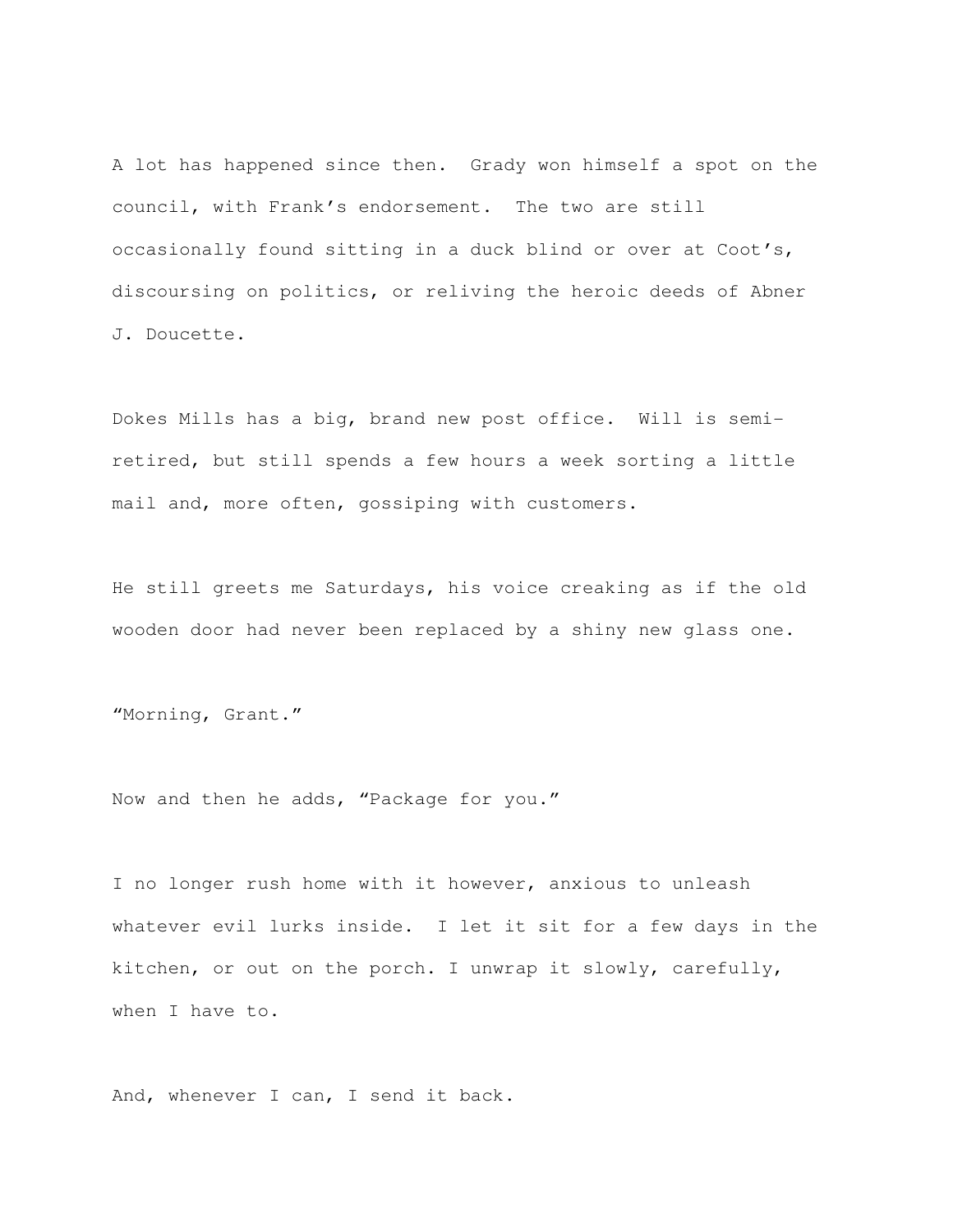A lot has happened since then. Grady won himself a spot on the council, with Frank's endorsement. The two are still occasionally found sitting in a duck blind or over at Coot's, discoursing on politics, or reliving the heroic deeds of Abner J. Doucette.

Dokes Mills has a big, brand new post office. Will is semi-retired, but still spends a few hours a week sorting a little mail and, more often, gossiping with customers.

He still greets me Saturdays, his voice creaking as if the old wooden door had never been replaced by a shiny new glass one.

"Morning, Grant."

Now and then he adds, "Package for you."

I no longer rush home with it however, anxious to unleash whatever evil lurks inside. I let it sit for a few days in the kitchen, or out on the porch. I unwrap it slowly, carefully, when I have to.

And, whenever I can, I send it back.